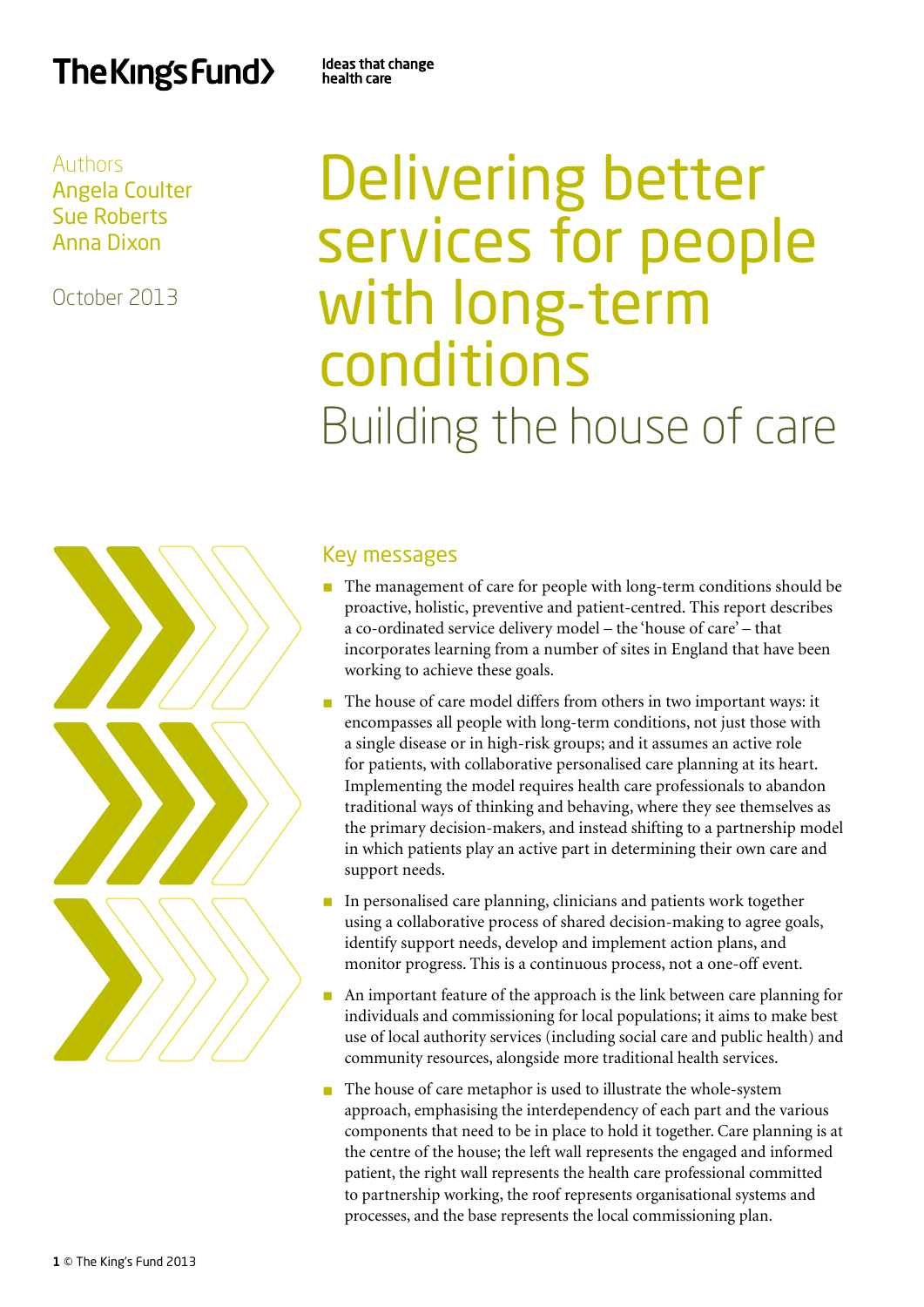The King's Fund

Ideas that change health care

Authors
Angela Coulter
Sue Roberts
Anna Dixon

October 2013

# Delivering better services for people with long-term conditions

## Building the house of care

### Key messages

- The management of care for people with long-term conditions should be proactive, holistic, preventive and patient-centred. This report describes a co-ordinated service delivery model – the 'house of care' – that incorporates learning from a number of sites in England that have been working to achieve these goals.
- The house of care model differs from others in two important ways: it encompasses all people with long-term conditions, not just those with a single disease or in high-risk groups; and it assumes an active role for patients, with collaborative personalised care planning at its heart. Implementing the model requires health care professionals to abandon traditional ways of thinking and behaving, where they see themselves as the primary decision-makers, and instead shifting to a partnership model in which patients play an active part in determining their own care and support needs.
- In personalised care planning, clinicians and patients work together using a collaborative process of shared decision-making to agree goals, identify support needs, develop and implement action plans, and monitor progress. This is a continuous process, not a one-off event.
- An important feature of the approach is the link between care planning for individuals and commissioning for local populations; it aims to make best use of local authority services (including social care and public health) and community resources, alongside more traditional health services.
- The house of care metaphor is used to illustrate the whole-system approach, emphasising the interdependency of each part and the various components that need to be in place to hold it together. Care planning is at the centre of the house; the left wall represents the engaged and informed patient, the right wall represents the health care professional committed to partnership working, the roof represents organisational systems and processes, and the base represents the local commissioning plan.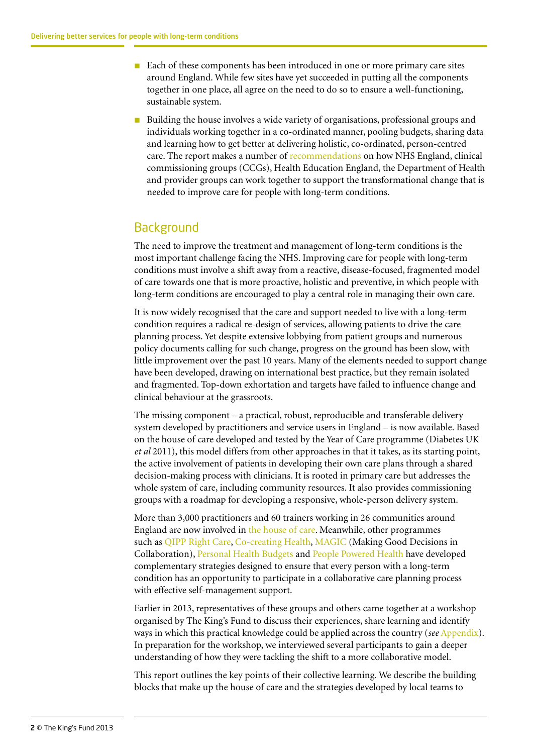- Each of these components has been introduced in one or more primary care sites around England. While few sites have yet succeeded in putting all the components together in one place, all agree on the need to do so to ensure a well-functioning, sustainable system.
- Building the house involves a wide variety of organisations, professional groups and individuals working together in a co-ordinated manner, pooling budgets, sharing data and learning how to get better at delivering holistic, co-ordinated, person-centred care. The report makes a number of recommendations on how NHS England, clinical commissioning groups (CCGs), Health Education England, the Department of Health and provider groups can work together to support the transformational change that is needed to improve care for people with long-term conditions.

## Background

The need to improve the treatment and management of long-term conditions is the most important challenge facing the NHS. Improving care for people with long-term conditions must involve a shift away from a reactive, disease-focused, fragmented model of care towards one that is more proactive, holistic and preventive, in which people with long-term conditions are encouraged to play a central role in managing their own care.

It is now widely recognised that the care and support needed to live with a long-term condition requires a radical re-design of services, allowing patients to drive the care planning process. Yet despite extensive lobbying from patient groups and numerous policy documents calling for such change, progress on the ground has been slow, with little improvement over the past 10 years. Many of the elements needed to support change have been developed, drawing on international best practice, but they remain isolated and fragmented. Top-down exhortation and targets have failed to influence change and clinical behaviour at the grassroots.

The missing component – a practical, robust, reproducible and transferable delivery system developed by practitioners and service users in England – is now available. Based on the house of care developed and tested by the Year of Care programme (Diabetes UK *et al* 2011), this model differs from other approaches in that it takes, as its starting point, the active involvement of patients in developing their own care plans through a shared decision-making process with clinicians. It is rooted in primary care but addresses the whole system of care, including community resources. It also provides commissioning groups with a roadmap for developing a responsive, whole-person delivery system.

More than 3,000 practitioners and 60 trainers working in 26 communities around England are now involved in the house of care. Meanwhile, other programmes such as QIPP Right Care, Co-creating Health, MAGIC (Making Good Decisions in Collaboration), Personal Health Budgets and People Powered Health have developed complementary strategies designed to ensure that every person with a long-term condition has an opportunity to participate in a collaborative care planning process with effective self-management support.

Earlier in 2013, representatives of these groups and others came together at a workshop organised by The King's Fund to discuss their experiences, share learning and identify ways in which this practical knowledge could be applied across the country (*see* Appendix). In preparation for the workshop, we interviewed several participants to gain a deeper understanding of how they were tackling the shift to a more collaborative model.

This report outlines the key points of their collective learning. We describe the building blocks that make up the house of care and the strategies developed by local teams to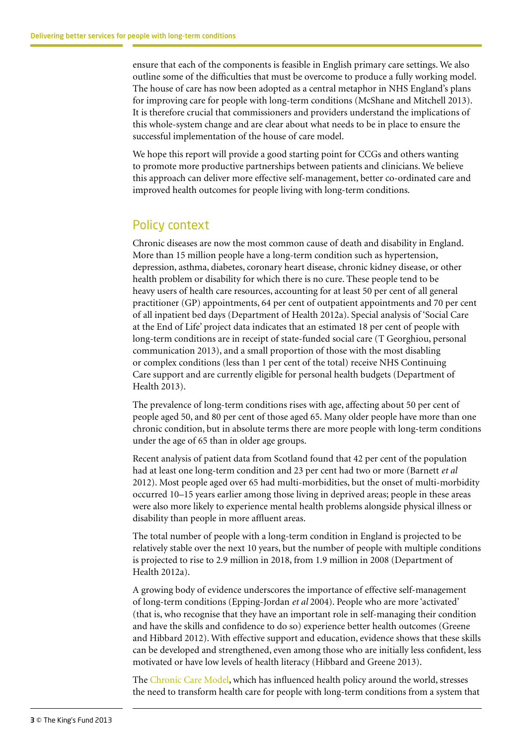ensure that each of the components is feasible in English primary care settings. We also outline some of the difficulties that must be overcome to produce a fully working model. The house of care has now been adopted as a central metaphor in NHS England's plans for improving care for people with long-term conditions (McShane and Mitchell 2013). It is therefore crucial that commissioners and providers understand the implications of this whole-system change and are clear about what needs to be in place to ensure the successful implementation of the house of care model.

We hope this report will provide a good starting point for CCGs and others wanting to promote more productive partnerships between patients and clinicians. We believe this approach can deliver more effective self-management, better co-ordinated care and improved health outcomes for people living with long-term conditions.

## Policy context

Chronic diseases are now the most common cause of death and disability in England. More than 15 million people have a long-term condition such as hypertension, depression, asthma, diabetes, coronary heart disease, chronic kidney disease, or other health problem or disability for which there is no cure. These people tend to be heavy users of health care resources, accounting for at least 50 per cent of all general practitioner (GP) appointments, 64 per cent of outpatient appointments and 70 per cent of all inpatient bed days (Department of Health 2012a). Special analysis of 'Social Care at the End of Life' project data indicates that an estimated 18 per cent of people with long-term conditions are in receipt of state-funded social care (T Georghiou, personal communication 2013), and a small proportion of those with the most disabling or complex conditions (less than 1 per cent of the total) receive NHS Continuing Care support and are currently eligible for personal health budgets (Department of Health 2013).

The prevalence of long-term conditions rises with age, affecting about 50 per cent of people aged 50, and 80 per cent of those aged 65. Many older people have more than one chronic condition, but in absolute terms there are more people with long-term conditions under the age of 65 than in older age groups.

Recent analysis of patient data from Scotland found that 42 per cent of the population had at least one long-term condition and 23 per cent had two or more (Barnett *et al* 2012). Most people aged over 65 had multi-morbidities, but the onset of multi-morbidity occurred 10–15 years earlier among those living in deprived areas; people in these areas were also more likely to experience mental health problems alongside physical illness or disability than people in more affluent areas.

The total number of people with a long-term condition in England is projected to be relatively stable over the next 10 years, but the number of people with multiple conditions is projected to rise to 2.9 million in 2018, from 1.9 million in 2008 (Department of Health 2012a).

A growing body of evidence underscores the importance of effective self-management of long-term conditions (Epping-Jordan *et al* 2004). People who are more 'activated' (that is, who recognise that they have an important role in self-managing their condition and have the skills and confidence to do so) experience better health outcomes (Greene and Hibbard 2012). With effective support and education, evidence shows that these skills can be developed and strengthened, even among those who are initially less confident, less motivated or have low levels of health literacy (Hibbard and Greene 2013).

The Chronic Care Model, which has influenced health policy around the world, stresses the need to transform health care for people with long-term conditions from a system that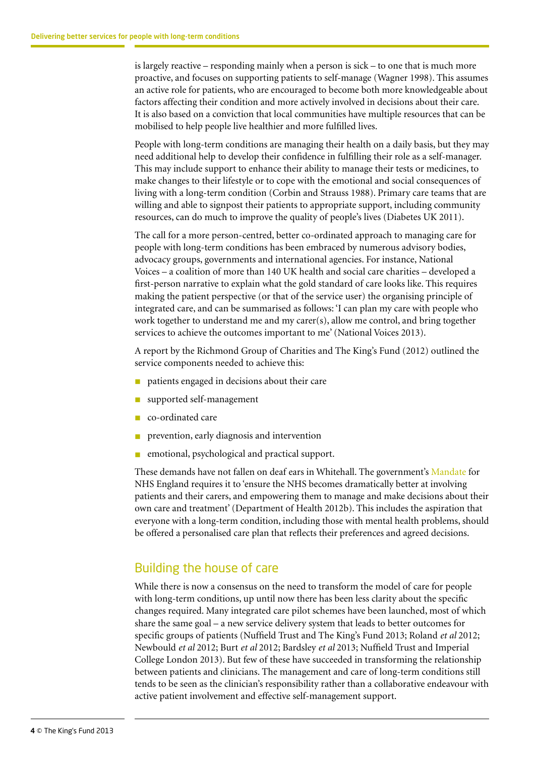is largely reactive – responding mainly when a person is sick – to one that is much more proactive, and focuses on supporting patients to self-manage (Wagner 1998). This assumes an active role for patients, who are encouraged to become both more knowledgeable about factors affecting their condition and more actively involved in decisions about their care. It is also based on a conviction that local communities have multiple resources that can be mobilised to help people live healthier and more fulfilled lives.

People with long-term conditions are managing their health on a daily basis, but they may need additional help to develop their confidence in fulfilling their role as a self-manager. This may include support to enhance their ability to manage their tests or medicines, to make changes to their lifestyle or to cope with the emotional and social consequences of living with a long-term condition (Corbin and Strauss 1988). Primary care teams that are willing and able to signpost their patients to appropriate support, including community resources, can do much to improve the quality of people's lives (Diabetes UK 2011).

The call for a more person-centred, better co-ordinated approach to managing care for people with long-term conditions has been embraced by numerous advisory bodies, advocacy groups, governments and international agencies. For instance, National Voices – a coalition of more than 140 UK health and social care charities – developed a first-person narrative to explain what the gold standard of care looks like. This requires making the patient perspective (or that of the service user) the organising principle of integrated care, and can be summarised as follows: 'I can plan my care with people who work together to understand me and my carer(s), allow me control, and bring together services to achieve the outcomes important to me' (National Voices 2013).

A report by the Richmond Group of Charities and The King's Fund (2012) outlined the service components needed to achieve this:

- patients engaged in decisions about their care
- supported self-management
- co-ordinated care
- prevention, early diagnosis and intervention
- emotional, psychological and practical support.

These demands have not fallen on deaf ears in Whitehall. The government's Mandate for NHS England requires it to 'ensure the NHS becomes dramatically better at involving patients and their carers, and empowering them to manage and make decisions about their own care and treatment' (Department of Health 2012b). This includes the aspiration that everyone with a long-term condition, including those with mental health problems, should be offered a personalised care plan that reflects their preferences and agreed decisions.

## Building the house of care

While there is now a consensus on the need to transform the model of care for people with long-term conditions, up until now there has been less clarity about the specific changes required. Many integrated care pilot schemes have been launched, most of which share the same goal – a new service delivery system that leads to better outcomes for specific groups of patients (Nuffield Trust and The King's Fund 2013; Roland *et al* 2012; Newbould *et al* 2012; Burt *et al* 2012; Bardsley *et al* 2013; Nuffield Trust and Imperial College London 2013). But few of these have succeeded in transforming the relationship between patients and clinicians. The management and care of long-term conditions still tends to be seen as the clinician's responsibility rather than a collaborative endeavour with active patient involvement and effective self-management support.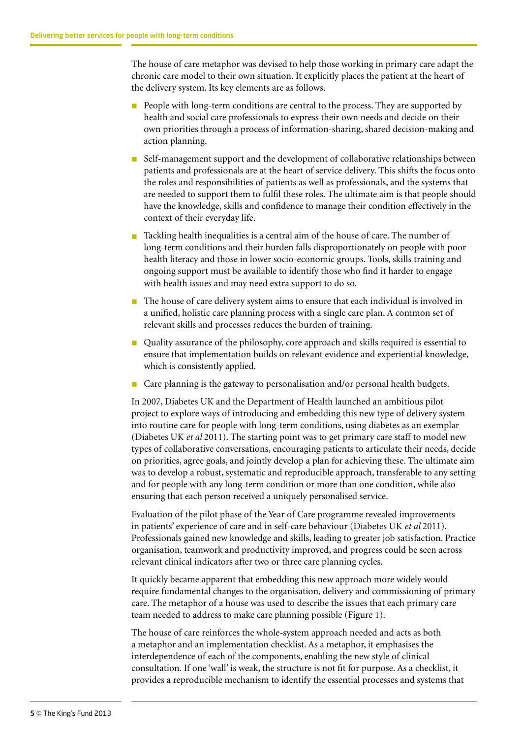The house of care metaphor was devised to help those working in primary care adapt the chronic care model to their own situation. It explicitly places the patient at the heart of the delivery system. Its key elements are as follows.

- People with long-term conditions are central to the process. They are supported by health and social care professionals to express their own needs and decide on their own priorities through a process of information-sharing, shared decision-making and action planning.
- Self-management support and the development of collaborative relationships between patients and professionals are at the heart of service delivery. This shifts the focus onto the roles and responsibilities of patients as well as professionals, and the systems that are needed to support them to fulfil these roles. The ultimate aim is that people should have the knowledge, skills and confidence to manage their condition effectively in the context of their everyday life.
- Tackling health inequalities is a central aim of the house of care. The number of long-term conditions and their burden falls disproportionately on people with poor health literacy and those in lower socio-economic groups. Tools, skills training and ongoing support must be available to identify those who find it harder to engage with health issues and may need extra support to do so.
- The house of care delivery system aims to ensure that each individual is involved in a unified, holistic care planning process with a single care plan. A common set of relevant skills and processes reduces the burden of training.
- Quality assurance of the philosophy, core approach and skills required is essential to ensure that implementation builds on relevant evidence and experiential knowledge, which is consistently applied.
- Care planning is the gateway to personalisation and/or personal health budgets.

In 2007, Diabetes UK and the Department of Health launched an ambitious pilot project to explore ways of introducing and embedding this new type of delivery system into routine care for people with long-term conditions, using diabetes as an exemplar (Diabetes UK *et al* 2011). The starting point was to get primary care staff to model new types of collaborative conversations, encouraging patients to articulate their needs, decide on priorities, agree goals, and jointly develop a plan for achieving these. The ultimate aim was to develop a robust, systematic and reproducible approach, transferable to any setting and for people with any long-term condition or more than one condition, while also ensuring that each person received a uniquely personalised service.

Evaluation of the pilot phase of the Year of Care programme revealed improvements in patients' experience of care and in self-care behaviour (Diabetes UK *et al* 2011). Professionals gained new knowledge and skills, leading to greater job satisfaction. Practice organisation, teamwork and productivity improved, and progress could be seen across relevant clinical indicators after two or three care planning cycles.

It quickly became apparent that embedding this new approach more widely would require fundamental changes to the organisation, delivery and commissioning of primary care. The metaphor of a house was used to describe the issues that each primary care team needed to address to make care planning possible (Figure 1).

The house of care reinforces the whole-system approach needed and acts as both a metaphor and an implementation checklist. As a metaphor, it emphasises the interdependence of each of the components, enabling the new style of clinical consultation. If one 'wall' is weak, the structure is not fit for purpose. As a checklist, it provides a reproducible mechanism to identify the essential processes and systems that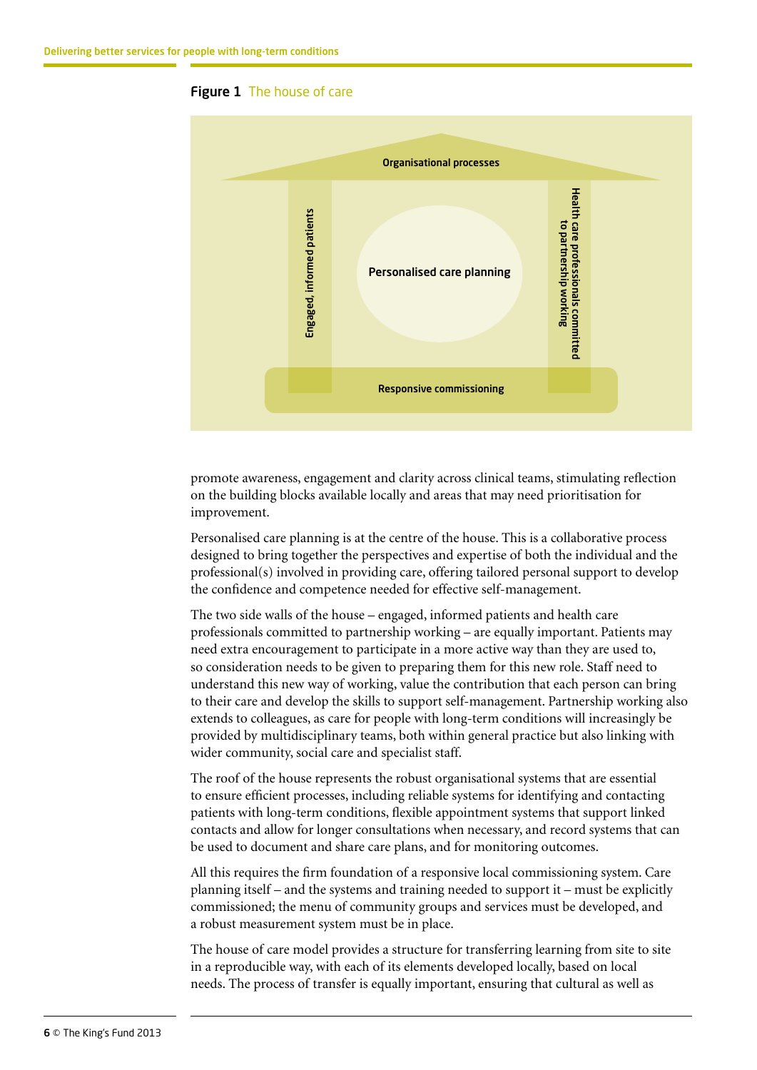**Figure 1** The house of care

Organisational processes

Engaged, informed patients

Personalised care planning

Health care professionals committed to partnership working

Responsive commissioning

promote awareness, engagement and clarity across clinical teams, stimulating reflection on the building blocks available locally and areas that may need prioritisation for improvement.

Personalised care planning is at the centre of the house. This is a collaborative process designed to bring together the perspectives and expertise of both the individual and the professional(s) involved in providing care, offering tailored personal support to develop the confidence and competence needed for effective self-management.

The two side walls of the house – engaged, informed patients and health care professionals committed to partnership working – are equally important. Patients may need extra encouragement to participate in a more active way than they are used to, so consideration needs to be given to preparing them for this new role. Staff need to understand this new way of working, value the contribution that each person can bring to their care and develop the skills to support self-management. Partnership working also extends to colleagues, as care for people with long-term conditions will increasingly be provided by multidisciplinary teams, both within general practice but also linking with wider community, social care and specialist staff.

The roof of the house represents the robust organisational systems that are essential to ensure efficient processes, including reliable systems for identifying and contacting patients with long-term conditions, flexible appointment systems that support linked contacts and allow for longer consultations when necessary, and record systems that can be used to document and share care plans, and for monitoring outcomes.

All this requires the firm foundation of a responsive local commissioning system. Care planning itself – and the systems and training needed to support it – must be explicitly commissioned; the menu of community groups and services must be developed, and a robust measurement system must be in place.

The house of care model provides a structure for transferring learning from site to site in a reproducible way, with each of its elements developed locally, based on local needs. The process of transfer is equally important, ensuring that cultural as well as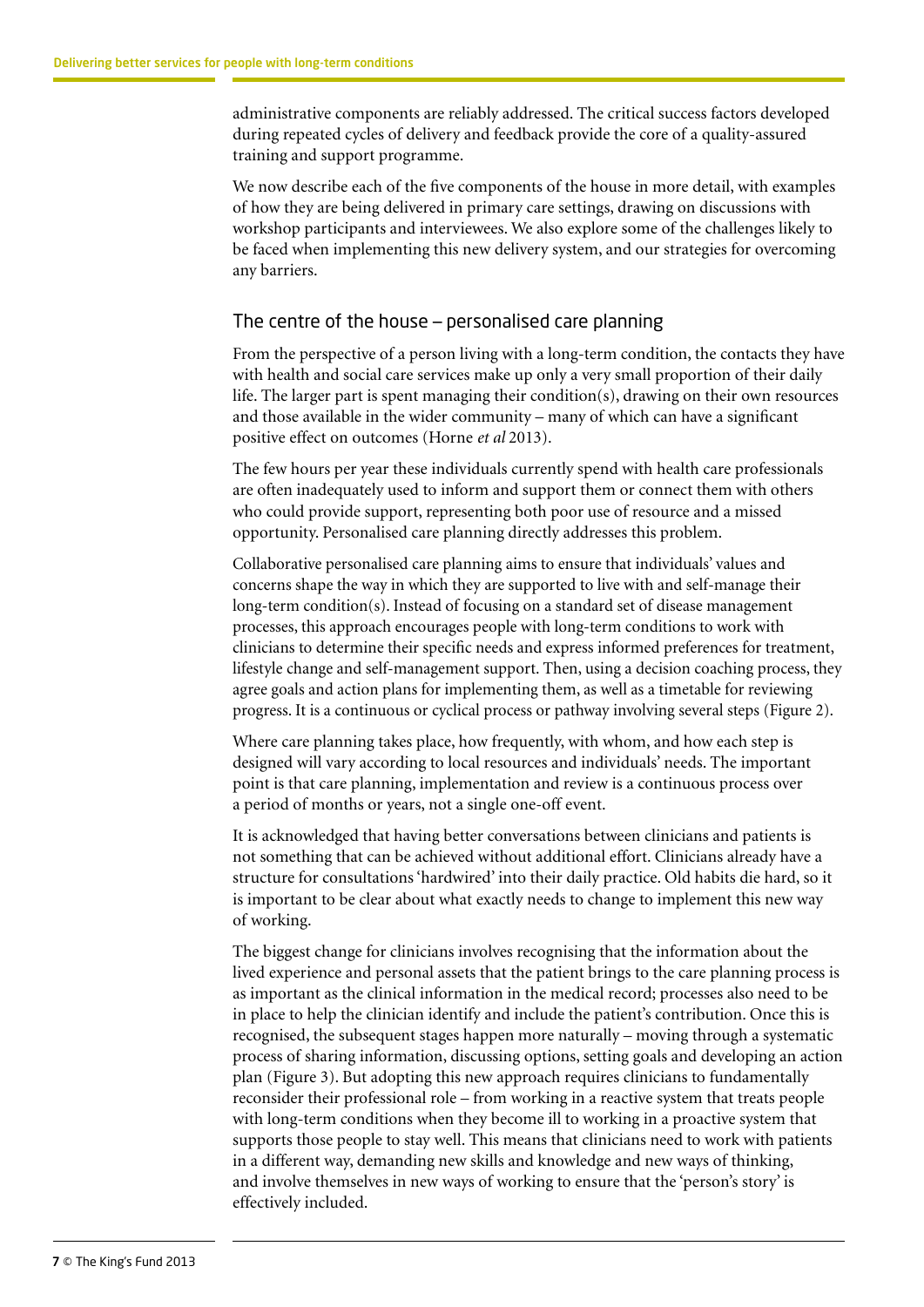administrative components are reliably addressed. The critical success factors developed during repeated cycles of delivery and feedback provide the core of a quality-assured training and support programme.

We now describe each of the five components of the house in more detail, with examples of how they are being delivered in primary care settings, drawing on discussions with workshop participants and interviewees. We also explore some of the challenges likely to be faced when implementing this new delivery system, and our strategies for overcoming any barriers.

## The centre of the house – personalised care planning

From the perspective of a person living with a long-term condition, the contacts they have with health and social care services make up only a very small proportion of their daily life. The larger part is spent managing their condition(s), drawing on their own resources and those available in the wider community – many of which can have a significant positive effect on outcomes (Horne *et al* 2013).

The few hours per year these individuals currently spend with health care professionals are often inadequately used to inform and support them or connect them with others who could provide support, representing both poor use of resource and a missed opportunity. Personalised care planning directly addresses this problem.

Collaborative personalised care planning aims to ensure that individuals' values and concerns shape the way in which they are supported to live with and self-manage their long-term condition(s). Instead of focusing on a standard set of disease management processes, this approach encourages people with long-term conditions to work with clinicians to determine their specific needs and express informed preferences for treatment, lifestyle change and self-management support. Then, using a decision coaching process, they agree goals and action plans for implementing them, as well as a timetable for reviewing progress. It is a continuous or cyclical process or pathway involving several steps (Figure 2).

Where care planning takes place, how frequently, with whom, and how each step is designed will vary according to local resources and individuals' needs. The important point is that care planning, implementation and review is a continuous process over a period of months or years, not a single one-off event.

It is acknowledged that having better conversations between clinicians and patients is not something that can be achieved without additional effort. Clinicians already have a structure for consultations 'hardwired' into their daily practice. Old habits die hard, so it is important to be clear about what exactly needs to change to implement this new way of working.

The biggest change for clinicians involves recognising that the information about the lived experience and personal assets that the patient brings to the care planning process is as important as the clinical information in the medical record; processes also need to be in place to help the clinician identify and include the patient's contribution. Once this is recognised, the subsequent stages happen more naturally – moving through a systematic process of sharing information, discussing options, setting goals and developing an action plan (Figure 3). But adopting this new approach requires clinicians to fundamentally reconsider their professional role – from working in a reactive system that treats people with long-term conditions when they become ill to working in a proactive system that supports those people to stay well. This means that clinicians need to work with patients in a different way, demanding new skills and knowledge and new ways of thinking, and involve themselves in new ways of working to ensure that the 'person's story' is effectively included.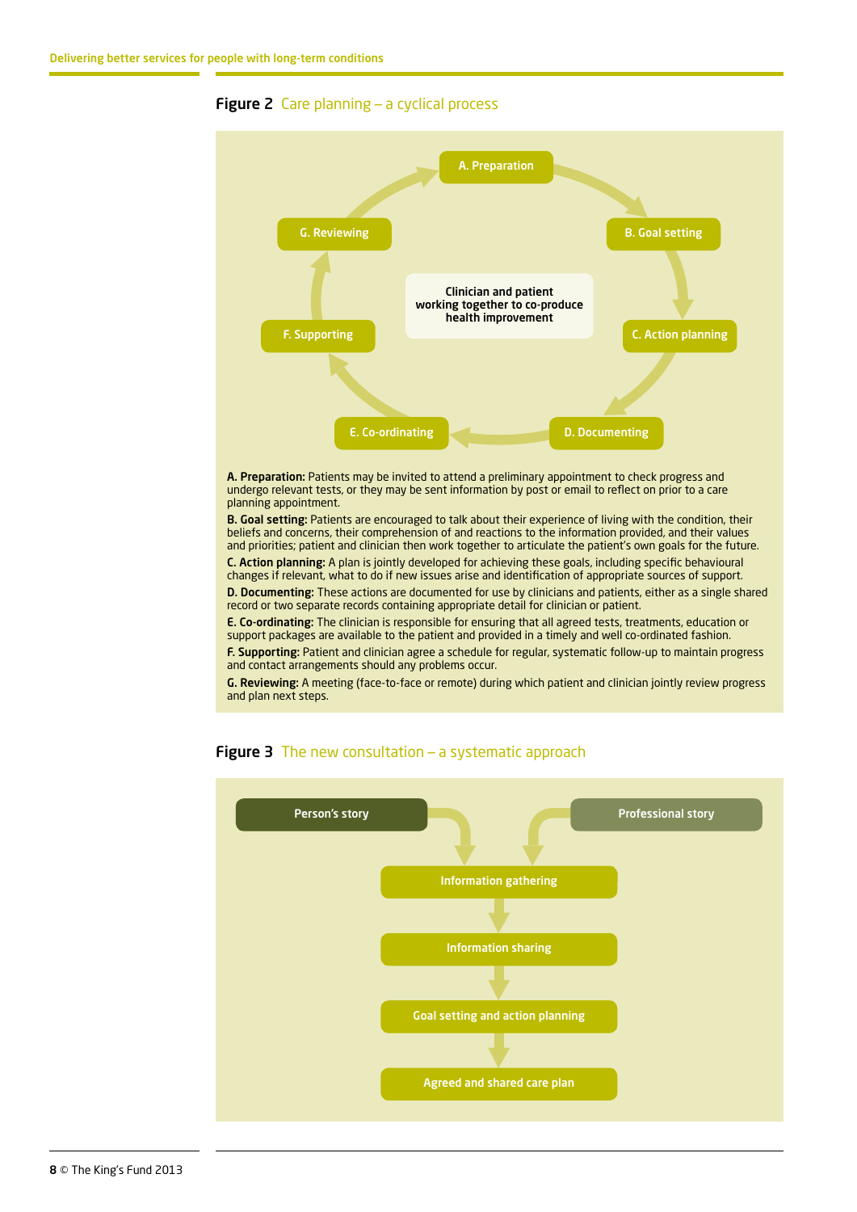**Figure 2** Care planning – a cyclical process

A. Preparation → B. Goal setting → C. Action planning → D. Documenting → E. Co-ordinating → F. Supporting → G. Reviewing → A. Preparation

Clinician and patient working together to co-produce health improvement

**A. Preparation:** Patients may be invited to attend a preliminary appointment to check progress and undergo relevant tests, or they may be sent information by post or email to reflect on prior to a care planning appointment.

**B. Goal setting:** Patients are encouraged to talk about their experience of living with the condition, their beliefs and concerns, their comprehension of and reactions to the information provided, and their values and priorities; patient and clinician then work together to articulate the patient's own goals for the future.

**C. Action planning:** A plan is jointly developed for achieving these goals, including specific behavioural changes if relevant, what to do if new issues arise and identification of appropriate sources of support.

**D. Documenting:** These actions are documented for use by clinicians and patients, either as a single shared record or two separate records containing appropriate detail for clinician or patient.

**E. Co-ordinating:** The clinician is responsible for ensuring that all agreed tests, treatments, education or support packages are available to the patient and provided in a timely and well co-ordinated fashion.

**F. Supporting:** Patient and clinician agree a schedule for regular, systematic follow-up to maintain progress and contact arrangements should any problems occur.

**G. Reviewing:** A meeting (face-to-face or remote) during which patient and clinician jointly review progress and plan next steps.

**Figure 3** The new consultation – a systematic approach

Person's story + Professional story → Information gathering → Information sharing → Goal setting and action planning → Agreed and shared care plan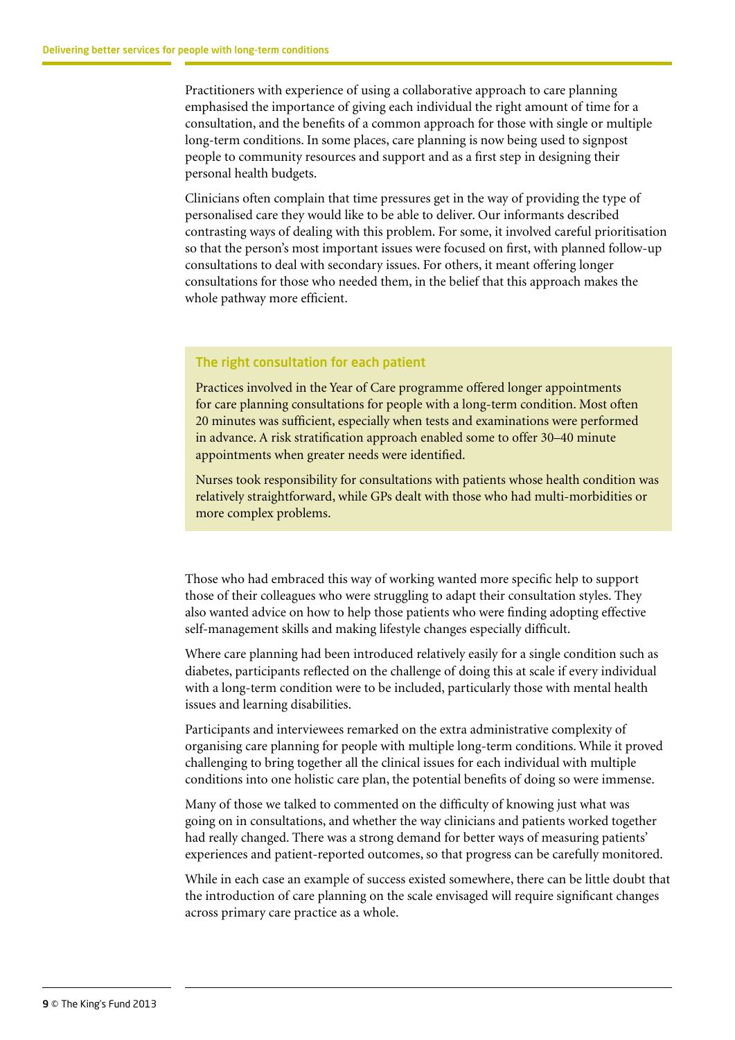Practitioners with experience of using a collaborative approach to care planning emphasised the importance of giving each individual the right amount of time for a consultation, and the benefits of a common approach for those with single or multiple long-term conditions. In some places, care planning is now being used to signpost people to community resources and support and as a first step in designing their personal health budgets.

Clinicians often complain that time pressures get in the way of providing the type of personalised care they would like to be able to deliver. Our informants described contrasting ways of dealing with this problem. For some, it involved careful prioritisation so that the person's most important issues were focused on first, with planned follow-up consultations to deal with secondary issues. For others, it meant offering longer consultations for those who needed them, in the belief that this approach makes the whole pathway more efficient.

### The right consultation for each patient

Practices involved in the Year of Care programme offered longer appointments for care planning consultations for people with a long-term condition. Most often 20 minutes was sufficient, especially when tests and examinations were performed in advance. A risk stratification approach enabled some to offer 30–40 minute appointments when greater needs were identified.

Nurses took responsibility for consultations with patients whose health condition was relatively straightforward, while GPs dealt with those who had multi-morbidities or more complex problems.

Those who had embraced this way of working wanted more specific help to support those of their colleagues who were struggling to adapt their consultation styles. They also wanted advice on how to help those patients who were finding adopting effective self-management skills and making lifestyle changes especially difficult.

Where care planning had been introduced relatively easily for a single condition such as diabetes, participants reflected on the challenge of doing this at scale if every individual with a long-term condition were to be included, particularly those with mental health issues and learning disabilities.

Participants and interviewees remarked on the extra administrative complexity of organising care planning for people with multiple long-term conditions. While it proved challenging to bring together all the clinical issues for each individual with multiple conditions into one holistic care plan, the potential benefits of doing so were immense.

Many of those we talked to commented on the difficulty of knowing just what was going on in consultations, and whether the way clinicians and patients worked together had really changed. There was a strong demand for better ways of measuring patients' experiences and patient-reported outcomes, so that progress can be carefully monitored.

While in each case an example of success existed somewhere, there can be little doubt that the introduction of care planning on the scale envisaged will require significant changes across primary care practice as a whole.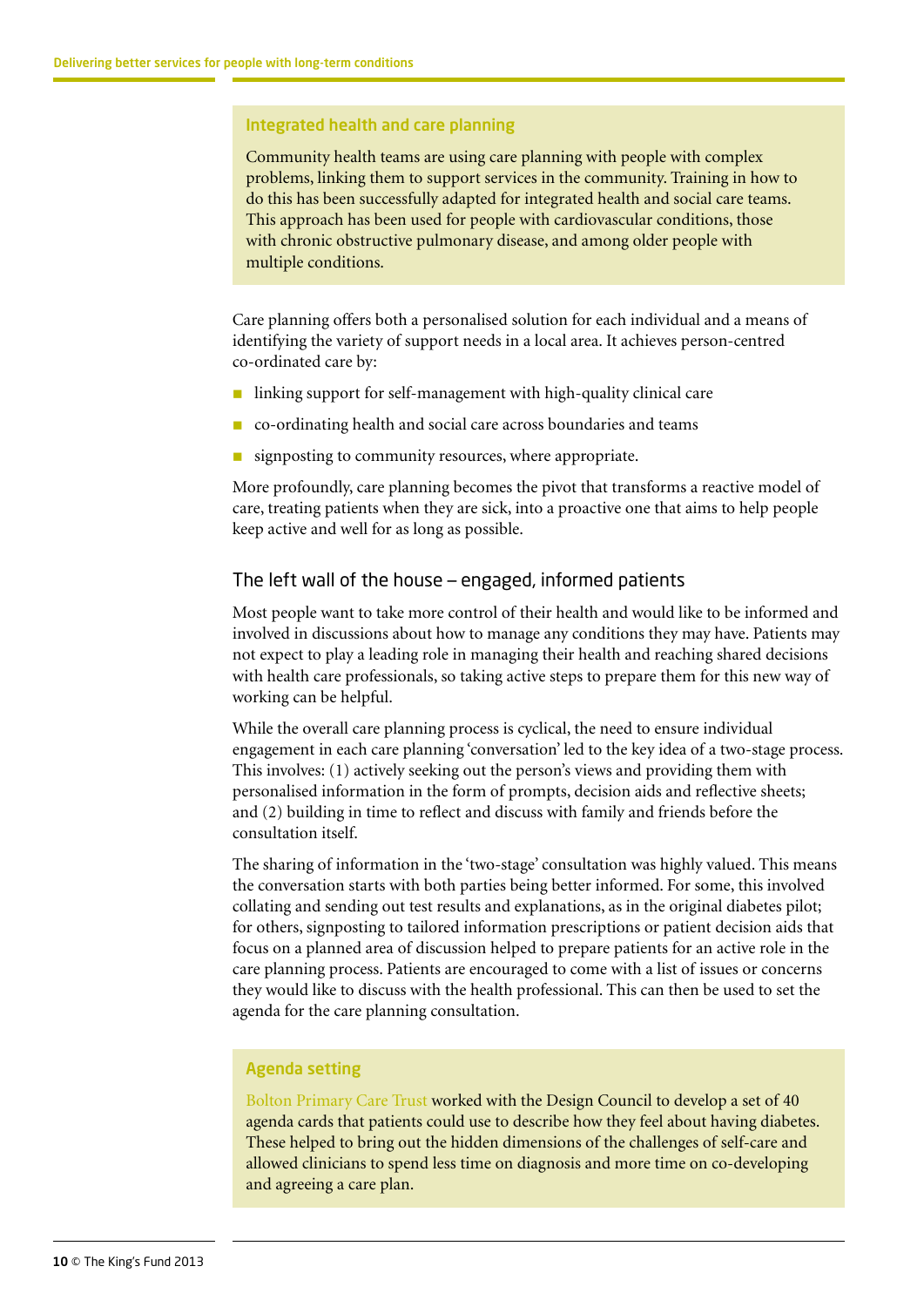### Integrated health and care planning

Community health teams are using care planning with people with complex problems, linking them to support services in the community. Training in how to do this has been successfully adapted for integrated health and social care teams. This approach has been used for people with cardiovascular conditions, those with chronic obstructive pulmonary disease, and among older people with multiple conditions.

Care planning offers both a personalised solution for each individual and a means of identifying the variety of support needs in a local area. It achieves person-centred co-ordinated care by:

- linking support for self-management with high-quality clinical care
- co-ordinating health and social care across boundaries and teams
- signposting to community resources, where appropriate.

More profoundly, care planning becomes the pivot that transforms a reactive model of care, treating patients when they are sick, into a proactive one that aims to help people keep active and well for as long as possible.

## The left wall of the house – engaged, informed patients

Most people want to take more control of their health and would like to be informed and involved in discussions about how to manage any conditions they may have. Patients may not expect to play a leading role in managing their health and reaching shared decisions with health care professionals, so taking active steps to prepare them for this new way of working can be helpful.

While the overall care planning process is cyclical, the need to ensure individual engagement in each care planning 'conversation' led to the key idea of a two-stage process. This involves: (1) actively seeking out the person's views and providing them with personalised information in the form of prompts, decision aids and reflective sheets; and (2) building in time to reflect and discuss with family and friends before the consultation itself.

The sharing of information in the 'two-stage' consultation was highly valued. This means the conversation starts with both parties being better informed. For some, this involved collating and sending out test results and explanations, as in the original diabetes pilot; for others, signposting to tailored information prescriptions or patient decision aids that focus on a planned area of discussion helped to prepare patients for an active role in the care planning process. Patients are encouraged to come with a list of issues or concerns they would like to discuss with the health professional. This can then be used to set the agenda for the care planning consultation.

### Agenda setting

Bolton Primary Care Trust worked with the Design Council to develop a set of 40 agenda cards that patients could use to describe how they feel about having diabetes. These helped to bring out the hidden dimensions of the challenges of self-care and allowed clinicians to spend less time on diagnosis and more time on co-developing and agreeing a care plan.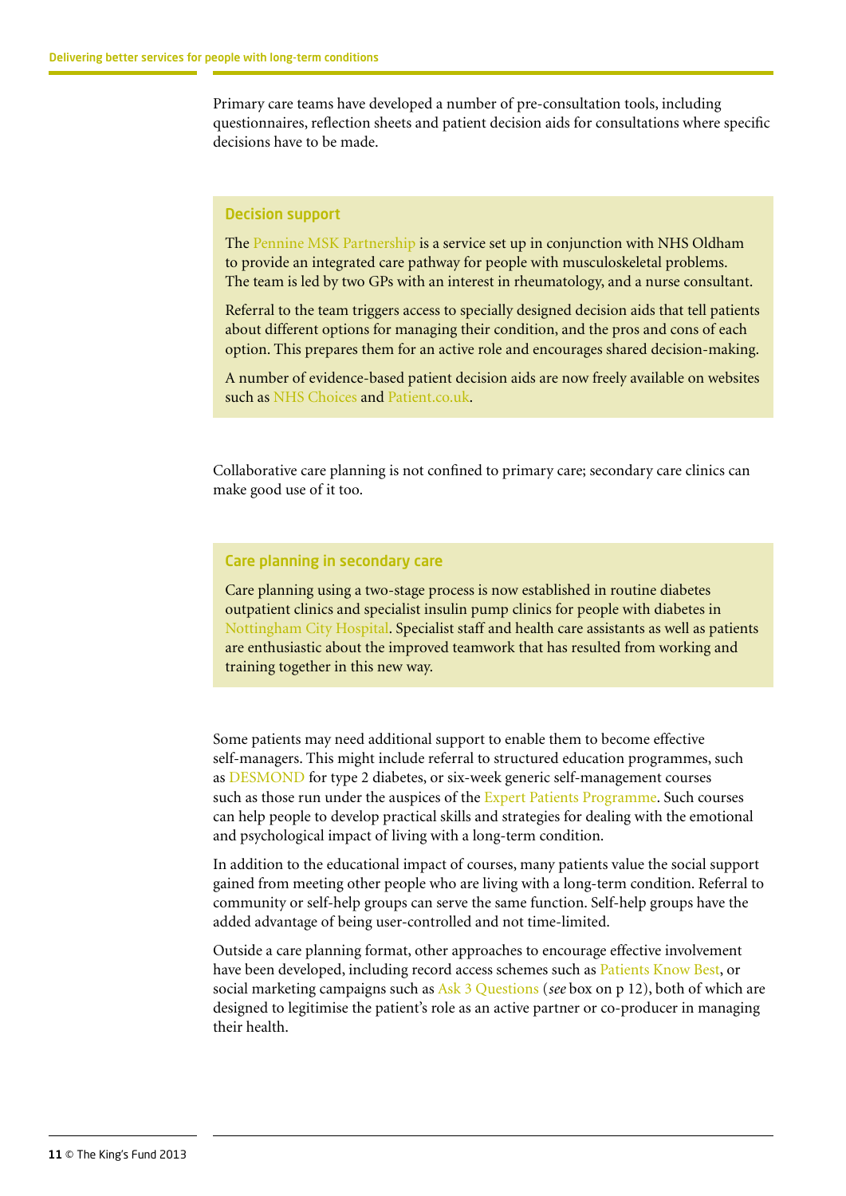Primary care teams have developed a number of pre-consultation tools, including questionnaires, reflection sheets and patient decision aids for consultations where specific decisions have to be made.

### Decision support

The Pennine MSK Partnership is a service set up in conjunction with NHS Oldham to provide an integrated care pathway for people with musculoskeletal problems. The team is led by two GPs with an interest in rheumatology, and a nurse consultant.

Referral to the team triggers access to specially designed decision aids that tell patients about different options for managing their condition, and the pros and cons of each option. This prepares them for an active role and encourages shared decision-making.

A number of evidence-based patient decision aids are now freely available on websites such as NHS Choices and Patient.co.uk.

Collaborative care planning is not confined to primary care; secondary care clinics can make good use of it too.

### Care planning in secondary care

Care planning using a two-stage process is now established in routine diabetes outpatient clinics and specialist insulin pump clinics for people with diabetes in Nottingham City Hospital. Specialist staff and health care assistants as well as patients are enthusiastic about the improved teamwork that has resulted from working and training together in this new way.

Some patients may need additional support to enable them to become effective self-managers. This might include referral to structured education programmes, such as DESMOND for type 2 diabetes, or six-week generic self-management courses such as those run under the auspices of the Expert Patients Programme. Such courses can help people to develop practical skills and strategies for dealing with the emotional and psychological impact of living with a long-term condition.

In addition to the educational impact of courses, many patients value the social support gained from meeting other people who are living with a long-term condition. Referral to community or self-help groups can serve the same function. Self-help groups have the added advantage of being user-controlled and not time-limited.

Outside a care planning format, other approaches to encourage effective involvement have been developed, including record access schemes such as Patients Know Best, or social marketing campaigns such as Ask 3 Questions (*see* box on p 12), both of which are designed to legitimise the patient's role as an active partner or co-producer in managing their health.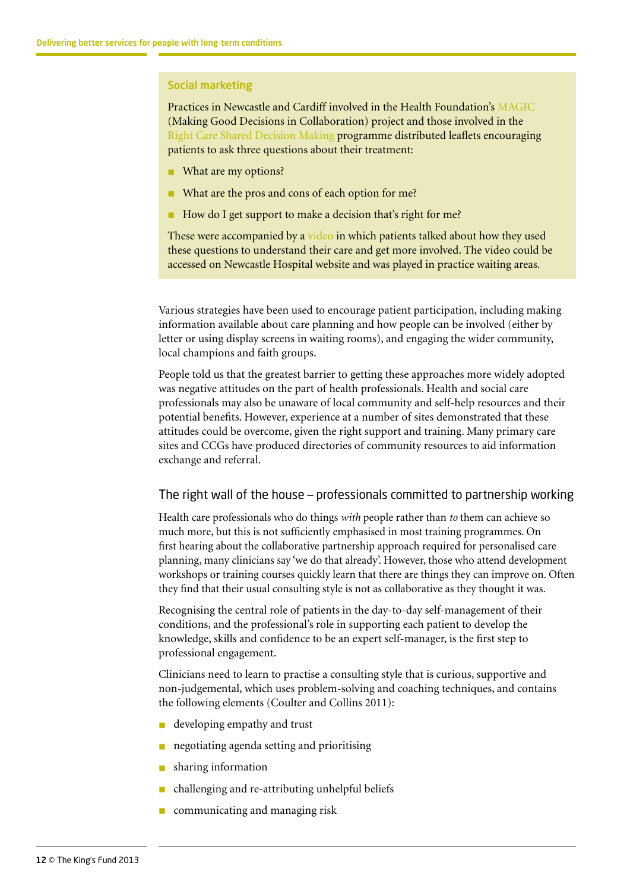### Social marketing

Practices in Newcastle and Cardiff involved in the Health Foundation's MAGIC (Making Good Decisions in Collaboration) project and those involved in the Right Care Shared Decision Making programme distributed leaflets encouraging patients to ask three questions about their treatment:

- What are my options?
- What are the pros and cons of each option for me?
- How do I get support to make a decision that's right for me?

These were accompanied by a video in which patients talked about how they used these questions to understand their care and get more involved. The video could be accessed on Newcastle Hospital website and was played in practice waiting areas.

Various strategies have been used to encourage patient participation, including making information available about care planning and how people can be involved (either by letter or using display screens in waiting rooms), and engaging the wider community, local champions and faith groups.

People told us that the greatest barrier to getting these approaches more widely adopted was negative attitudes on the part of health professionals. Health and social care professionals may also be unaware of local community and self-help resources and their potential benefits. However, experience at a number of sites demonstrated that these attitudes could be overcome, given the right support and training. Many primary care sites and CCGs have produced directories of community resources to aid information exchange and referral.

## The right wall of the house – professionals committed to partnership working

Health care professionals who do things *with* people rather than *to* them can achieve so much more, but this is not sufficiently emphasised in most training programmes. On first hearing about the collaborative partnership approach required for personalised care planning, many clinicians say 'we do that already'. However, those who attend development workshops or training courses quickly learn that there are things they can improve on. Often they find that their usual consulting style is not as collaborative as they thought it was.

Recognising the central role of patients in the day-to-day self-management of their conditions, and the professional's role in supporting each patient to develop the knowledge, skills and confidence to be an expert self-manager, is the first step to professional engagement.

Clinicians need to learn to practise a consulting style that is curious, supportive and non-judgemental, which uses problem-solving and coaching techniques, and contains the following elements (Coulter and Collins 2011):

- developing empathy and trust
- negotiating agenda setting and prioritising
- sharing information
- challenging and re-attributing unhelpful beliefs
- communicating and managing risk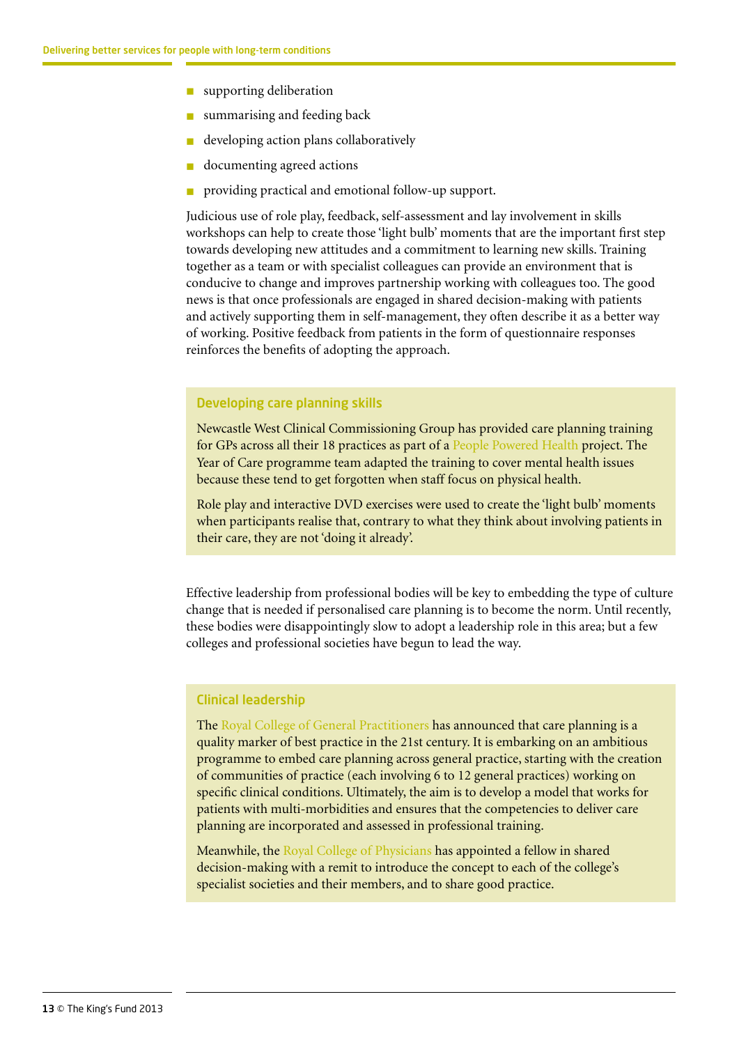- supporting deliberation
- summarising and feeding back
- developing action plans collaboratively
- documenting agreed actions
- providing practical and emotional follow-up support.

Judicious use of role play, feedback, self-assessment and lay involvement in skills workshops can help to create those 'light bulb' moments that are the important first step towards developing new attitudes and a commitment to learning new skills. Training together as a team or with specialist colleagues can provide an environment that is conducive to change and improves partnership working with colleagues too. The good news is that once professionals are engaged in shared decision-making with patients and actively supporting them in self-management, they often describe it as a better way of working. Positive feedback from patients in the form of questionnaire responses reinforces the benefits of adopting the approach.

### Developing care planning skills

Newcastle West Clinical Commissioning Group has provided care planning training for GPs across all their 18 practices as part of a People Powered Health project. The Year of Care programme team adapted the training to cover mental health issues because these tend to get forgotten when staff focus on physical health.

Role play and interactive DVD exercises were used to create the 'light bulb' moments when participants realise that, contrary to what they think about involving patients in their care, they are not 'doing it already'.

Effective leadership from professional bodies will be key to embedding the type of culture change that is needed if personalised care planning is to become the norm. Until recently, these bodies were disappointingly slow to adopt a leadership role in this area; but a few colleges and professional societies have begun to lead the way.

### Clinical leadership

The Royal College of General Practitioners has announced that care planning is a quality marker of best practice in the 21st century. It is embarking on an ambitious programme to embed care planning across general practice, starting with the creation of communities of practice (each involving 6 to 12 general practices) working on specific clinical conditions. Ultimately, the aim is to develop a model that works for patients with multi-morbidities and ensures that the competencies to deliver care planning are incorporated and assessed in professional training.

Meanwhile, the Royal College of Physicians has appointed a fellow in shared decision-making with a remit to introduce the concept to each of the college's specialist societies and their members, and to share good practice.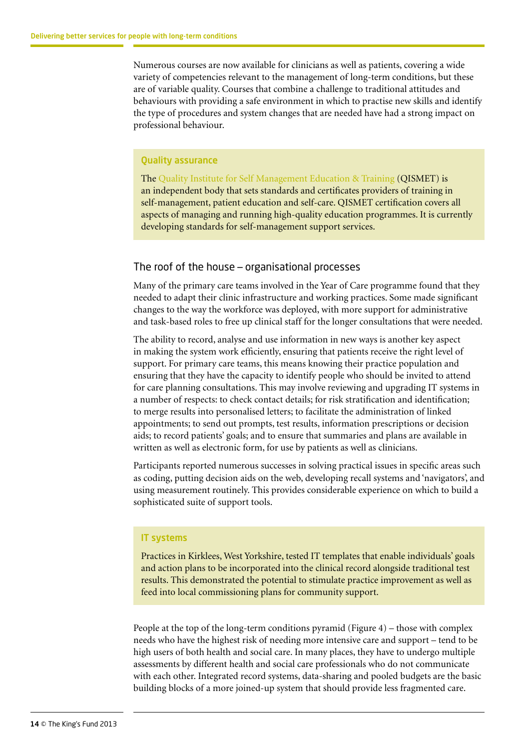Numerous courses are now available for clinicians as well as patients, covering a wide variety of competencies relevant to the management of long-term conditions, but these are of variable quality. Courses that combine a challenge to traditional attitudes and behaviours with providing a safe environment in which to practise new skills and identify the type of procedures and system changes that are needed have had a strong impact on professional behaviour.

> **Quality assurance**
>
> The Quality Institute for Self Management Education & Training (QISMET) is an independent body that sets standards and certificates providers of training in self-management, patient education and self-care. QISMET certification covers all aspects of managing and running high-quality education programmes. It is currently developing standards for self-management support services.

## The roof of the house – organisational processes

Many of the primary care teams involved in the Year of Care programme found that they needed to adapt their clinic infrastructure and working practices. Some made significant changes to the way the workforce was deployed, with more support for administrative and task-based roles to free up clinical staff for the longer consultations that were needed.

The ability to record, analyse and use information in new ways is another key aspect in making the system work efficiently, ensuring that patients receive the right level of support. For primary care teams, this means knowing their practice population and ensuring that they have the capacity to identify people who should be invited to attend for care planning consultations. This may involve reviewing and upgrading IT systems in a number of respects: to check contact details; for risk stratification and identification; to merge results into personalised letters; to facilitate the administration of linked appointments; to send out prompts, test results, information prescriptions or decision aids; to record patients' goals; and to ensure that summaries and plans are available in written as well as electronic form, for use by patients as well as clinicians.

Participants reported numerous successes in solving practical issues in specific areas such as coding, putting decision aids on the web, developing recall systems and 'navigators', and using measurement routinely. This provides considerable experience on which to build a sophisticated suite of support tools.

> **IT systems**
>
> Practices in Kirklees, West Yorkshire, tested IT templates that enable individuals' goals and action plans to be incorporated into the clinical record alongside traditional test results. This demonstrated the potential to stimulate practice improvement as well as feed into local commissioning plans for community support.

People at the top of the long-term conditions pyramid (Figure 4) – those with complex needs who have the highest risk of needing more intensive care and support – tend to be high users of both health and social care. In many places, they have to undergo multiple assessments by different health and social care professionals who do not communicate with each other. Integrated record systems, data-sharing and pooled budgets are the basic building blocks of a more joined-up system that should provide less fragmented care.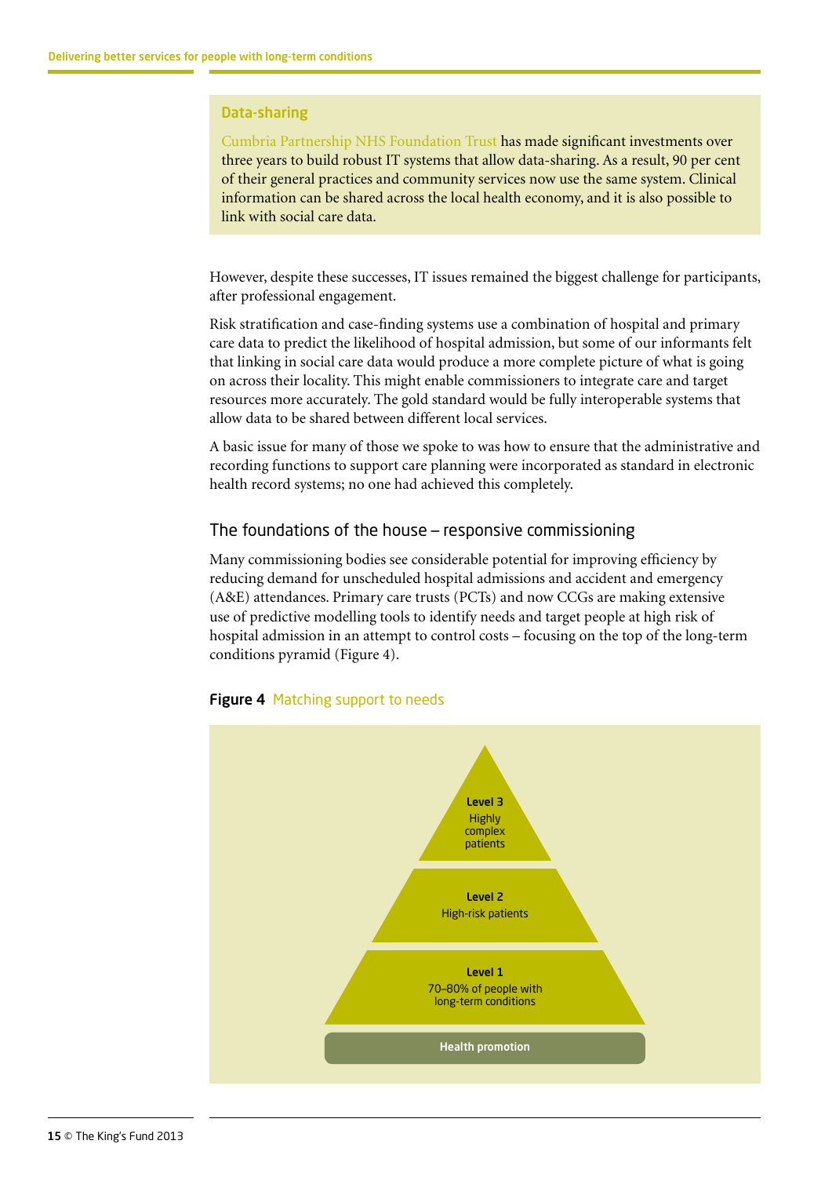## Data-sharing

Cumbria Partnership NHS Foundation Trust has made significant investments over three years to build robust IT systems that allow data-sharing. As a result, 90 per cent of their general practices and community services now use the same system. Clinical information can be shared across the local health economy, and it is also possible to link with social care data.

However, despite these successes, IT issues remained the biggest challenge for participants, after professional engagement.

Risk stratification and case-finding systems use a combination of hospital and primary care data to predict the likelihood of hospital admission, but some of our informants felt that linking in social care data would produce a more complete picture of what is going on across their locality. This might enable commissioners to integrate care and target resources more accurately. The gold standard would be fully interoperable systems that allow data to be shared between different local services.

A basic issue for many of those we spoke to was how to ensure that the administrative and recording functions to support care planning were incorporated as standard in electronic health record systems; no one had achieved this completely.

## The foundations of the house – responsive commissioning

Many commissioning bodies see considerable potential for improving efficiency by reducing demand for unscheduled hospital admissions and accident and emergency (A&E) attendances. Primary care trusts (PCTs) and now CCGs are making extensive use of predictive modelling tools to identify needs and target people at high risk of hospital admission in an attempt to control costs – focusing on the top of the long-term conditions pyramid (Figure 4).

**Figure 4** Matching support to needs

**Level 3**
Highly complex patients

**Level 2**
High-risk patients

**Level 1**
70–80% of people with long-term conditions

**Health promotion**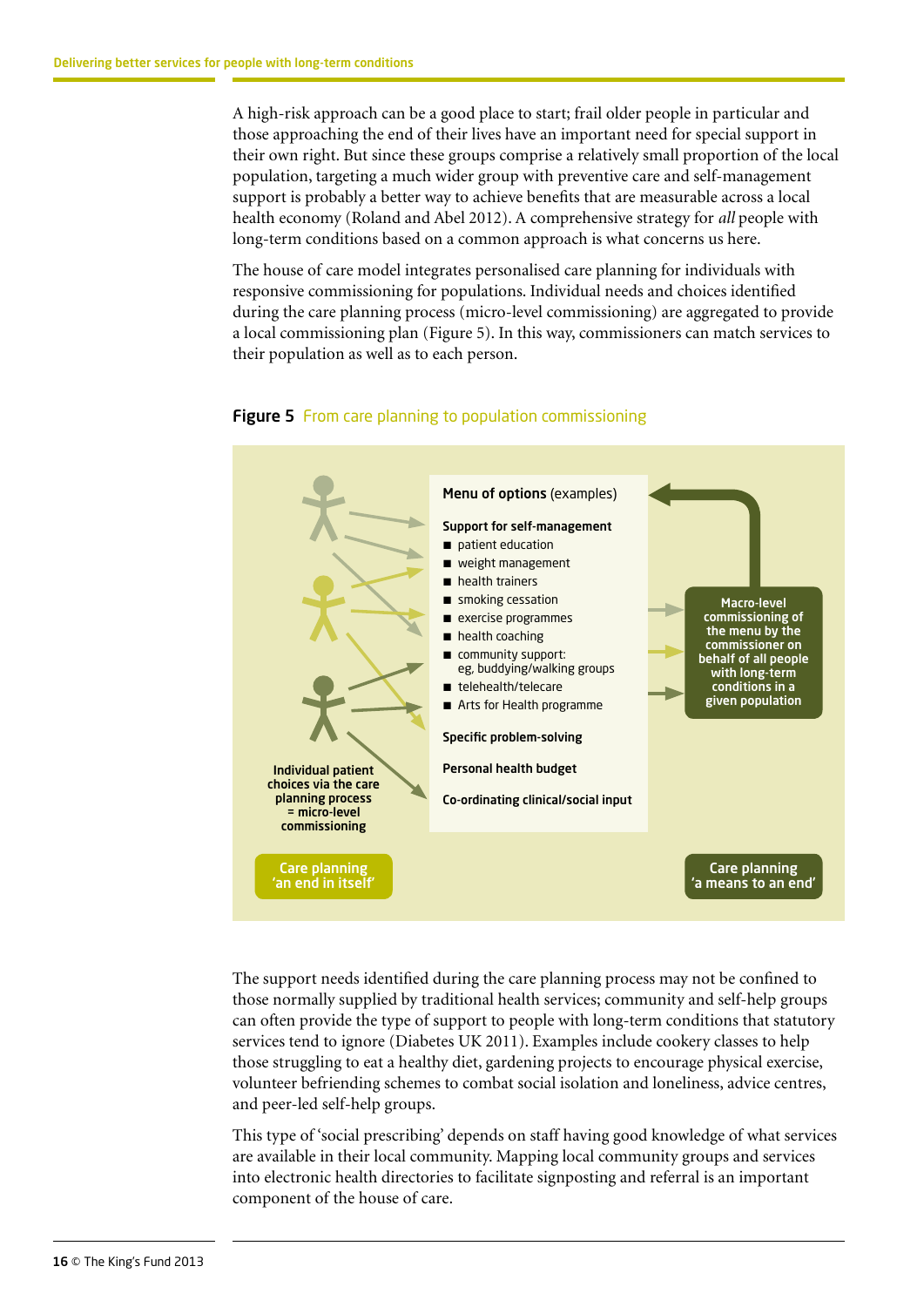A high-risk approach can be a good place to start; frail older people in particular and those approaching the end of their lives have an important need for special support in their own right. But since these groups comprise a relatively small proportion of the local population, targeting a much wider group with preventive care and self-management support is probably a better way to achieve benefits that are measurable across a local health economy (Roland and Abel 2012). A comprehensive strategy for *all* people with long-term conditions based on a common approach is what concerns us here.

The house of care model integrates personalised care planning for individuals with responsive commissioning for populations. Individual needs and choices identified during the care planning process (micro-level commissioning) are aggregated to provide a local commissioning plan (Figure 5). In this way, commissioners can match services to their population as well as to each person.

**Figure 5** From care planning to population commissioning

**Menu of options** (examples)

**Support for self-management**

- patient education
- weight management
- health trainers
- smoking cessation
- exercise programmes
- health coaching
- community support: eg, buddying/walking groups
- telehealth/telecare
- Arts for Health programme

**Specific problem-solving**

**Personal health budget**

**Co-ordinating clinical/social input**

Individual patient choices via the care planning process = micro-level commissioning

Macro-level commissioning of the menu by the commissioner on behalf of all people with long-term conditions in a given population

Care planning 'an end in itself'

Care planning 'a means to an end'

The support needs identified during the care planning process may not be confined to those normally supplied by traditional health services; community and self-help groups can often provide the type of support to people with long-term conditions that statutory services tend to ignore (Diabetes UK 2011). Examples include cookery classes to help those struggling to eat a healthy diet, gardening projects to encourage physical exercise, volunteer befriending schemes to combat social isolation and loneliness, advice centres, and peer-led self-help groups.

This type of 'social prescribing' depends on staff having good knowledge of what services are available in their local community. Mapping local community groups and services into electronic health directories to facilitate signposting and referral is an important component of the house of care.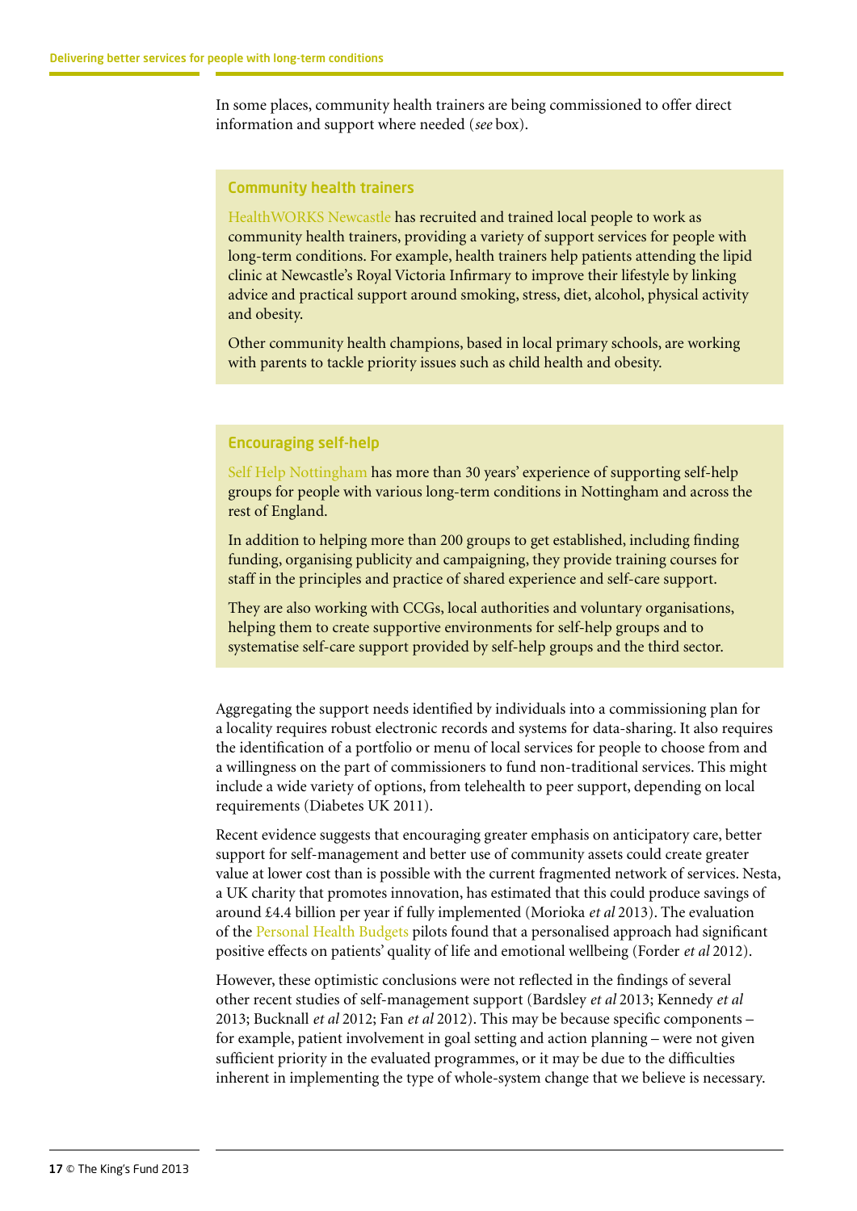In some places, community health trainers are being commissioned to offer direct information and support where needed (*see* box).

### Community health trainers

HealthWORKS Newcastle has recruited and trained local people to work as community health trainers, providing a variety of support services for people with long-term conditions. For example, health trainers help patients attending the lipid clinic at Newcastle's Royal Victoria Infirmary to improve their lifestyle by linking advice and practical support around smoking, stress, diet, alcohol, physical activity and obesity.

Other community health champions, based in local primary schools, are working with parents to tackle priority issues such as child health and obesity.

### Encouraging self-help

Self Help Nottingham has more than 30 years' experience of supporting self-help groups for people with various long-term conditions in Nottingham and across the rest of England.

In addition to helping more than 200 groups to get established, including finding funding, organising publicity and campaigning, they provide training courses for staff in the principles and practice of shared experience and self-care support.

They are also working with CCGs, local authorities and voluntary organisations, helping them to create supportive environments for self-help groups and to systematise self-care support provided by self-help groups and the third sector.

Aggregating the support needs identified by individuals into a commissioning plan for a locality requires robust electronic records and systems for data-sharing. It also requires the identification of a portfolio or menu of local services for people to choose from and a willingness on the part of commissioners to fund non-traditional services. This might include a wide variety of options, from telehealth to peer support, depending on local requirements (Diabetes UK 2011).

Recent evidence suggests that encouraging greater emphasis on anticipatory care, better support for self-management and better use of community assets could create greater value at lower cost than is possible with the current fragmented network of services. Nesta, a UK charity that promotes innovation, has estimated that this could produce savings of around £4.4 billion per year if fully implemented (Morioka *et al* 2013). The evaluation of the Personal Health Budgets pilots found that a personalised approach had significant positive effects on patients' quality of life and emotional wellbeing (Forder *et al* 2012).

However, these optimistic conclusions were not reflected in the findings of several other recent studies of self-management support (Bardsley *et al* 2013; Kennedy *et al* 2013; Bucknall *et al* 2012; Fan *et al* 2012). This may be because specific components – for example, patient involvement in goal setting and action planning – were not given sufficient priority in the evaluated programmes, or it may be due to the difficulties inherent in implementing the type of whole-system change that we believe is necessary.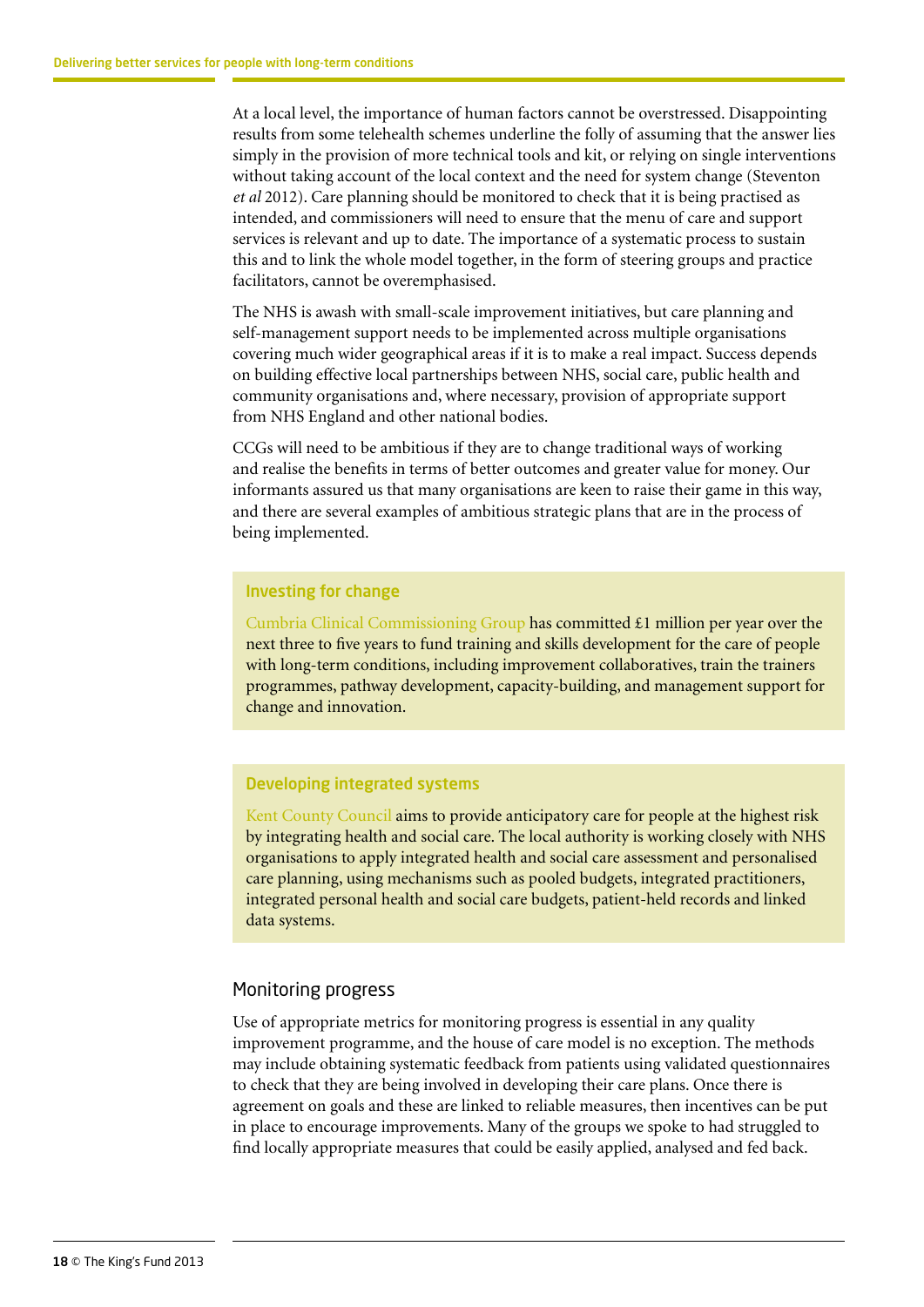At a local level, the importance of human factors cannot be overstressed. Disappointing results from some telehealth schemes underline the folly of assuming that the answer lies simply in the provision of more technical tools and kit, or relying on single interventions without taking account of the local context and the need for system change (Steventon *et al* 2012). Care planning should be monitored to check that it is being practised as intended, and commissioners will need to ensure that the menu of care and support services is relevant and up to date. The importance of a systematic process to sustain this and to link the whole model together, in the form of steering groups and practice facilitators, cannot be overemphasised.

The NHS is awash with small-scale improvement initiatives, but care planning and self-management support needs to be implemented across multiple organisations covering much wider geographical areas if it is to make a real impact. Success depends on building effective local partnerships between NHS, social care, public health and community organisations and, where necessary, provision of appropriate support from NHS England and other national bodies.

CCGs will need to be ambitious if they are to change traditional ways of working and realise the benefits in terms of better outcomes and greater value for money. Our informants assured us that many organisations are keen to raise their game in this way, and there are several examples of ambitious strategic plans that are in the process of being implemented.

### Investing for change

Cumbria Clinical Commissioning Group has committed £1 million per year over the next three to five years to fund training and skills development for the care of people with long-term conditions, including improvement collaboratives, train the trainers programmes, pathway development, capacity-building, and management support for change and innovation.

### Developing integrated systems

Kent County Council aims to provide anticipatory care for people at the highest risk by integrating health and social care. The local authority is working closely with NHS organisations to apply integrated health and social care assessment and personalised care planning, using mechanisms such as pooled budgets, integrated practitioners, integrated personal health and social care budgets, patient-held records and linked data systems.

## Monitoring progress

Use of appropriate metrics for monitoring progress is essential in any quality improvement programme, and the house of care model is no exception. The methods may include obtaining systematic feedback from patients using validated questionnaires to check that they are being involved in developing their care plans. Once there is agreement on goals and these are linked to reliable measures, then incentives can be put in place to encourage improvements. Many of the groups we spoke to had struggled to find locally appropriate measures that could be easily applied, analysed and fed back.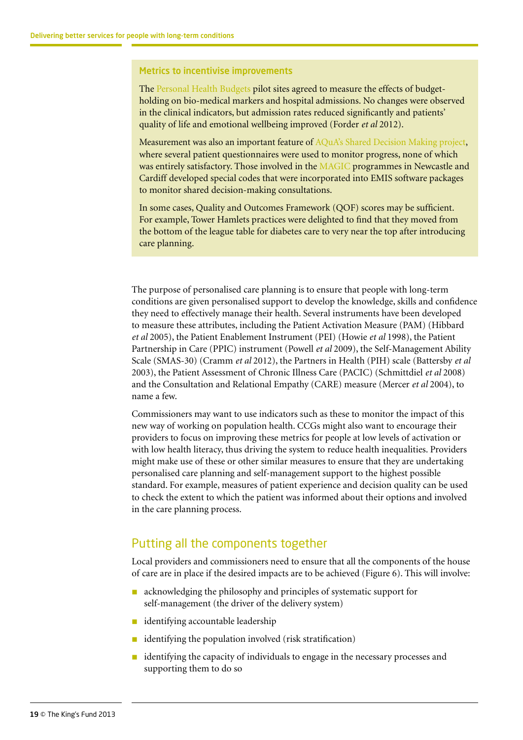### Metrics to incentivise improvements

The Personal Health Budgets pilot sites agreed to measure the effects of budget-holding on bio-medical markers and hospital admissions. No changes were observed in the clinical indicators, but admission rates reduced significantly and patients' quality of life and emotional wellbeing improved (Forder *et al* 2012).

Measurement was also an important feature of AQuA's Shared Decision Making project, where several patient questionnaires were used to monitor progress, none of which was entirely satisfactory. Those involved in the MAGIC programmes in Newcastle and Cardiff developed special codes that were incorporated into EMIS software packages to monitor shared decision-making consultations.

In some cases, Quality and Outcomes Framework (QOF) scores may be sufficient. For example, Tower Hamlets practices were delighted to find that they moved from the bottom of the league table for diabetes care to very near the top after introducing care planning.

The purpose of personalised care planning is to ensure that people with long-term conditions are given personalised support to develop the knowledge, skills and confidence they need to effectively manage their health. Several instruments have been developed to measure these attributes, including the Patient Activation Measure (PAM) (Hibbard *et al* 2005), the Patient Enablement Instrument (PEI) (Howie *et al* 1998), the Patient Partnership in Care (PPIC) instrument (Powell *et al* 2009), the Self-Management Ability Scale (SMAS-30) (Cramm *et al* 2012), the Partners in Health (PIH) scale (Battersby *et al* 2003), the Patient Assessment of Chronic Illness Care (PACIC) (Schmittdiel *et al* 2008) and the Consultation and Relational Empathy (CARE) measure (Mercer *et al* 2004), to name a few.

Commissioners may want to use indicators such as these to monitor the impact of this new way of working on population health. CCGs might also want to encourage their providers to focus on improving these metrics for people at low levels of activation or with low health literacy, thus driving the system to reduce health inequalities. Providers might make use of these or other similar measures to ensure that they are undertaking personalised care planning and self-management support to the highest possible standard. For example, measures of patient experience and decision quality can be used to check the extent to which the patient was informed about their options and involved in the care planning process.

## Putting all the components together

Local providers and commissioners need to ensure that all the components of the house of care are in place if the desired impacts are to be achieved (Figure 6). This will involve:

- acknowledging the philosophy and principles of systematic support for self-management (the driver of the delivery system)
- identifying accountable leadership
- identifying the population involved (risk stratification)
- identifying the capacity of individuals to engage in the necessary processes and supporting them to do so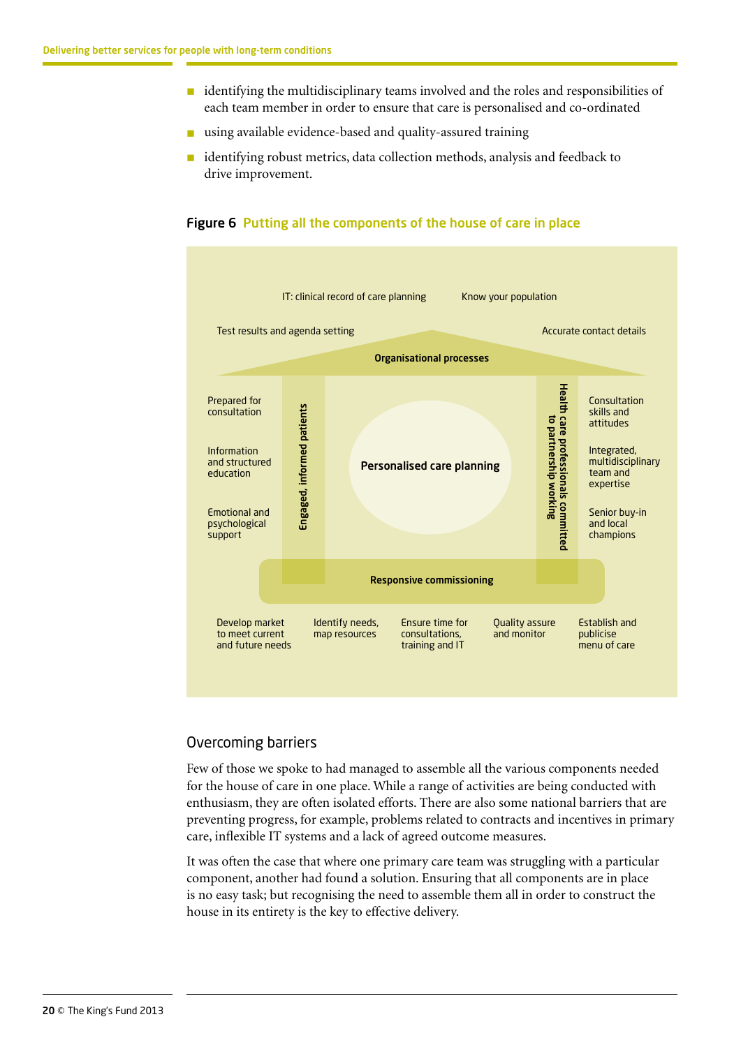- identifying the multidisciplinary teams involved and the roles and responsibilities of each team member in order to ensure that care is personalised and co-ordinated
- using available evidence-based and quality-assured training
- identifying robust metrics, data collection methods, analysis and feedback to drive improvement.

**Figure 6** Putting all the components of the house of care in place

IT: clinical record of care planning

Know your population

Test results and agenda setting

Accurate contact details

**Organisational processes**

Prepared for consultation

Information and structured education

Emotional and psychological support

**Engaged, informed patients**

**Personalised care planning**

**Health care professionals committed to partnership working**

Consultation skills and attitudes

Integrated, multidisciplinary team and expertise

Senior buy-in and local champions

**Responsive commissioning**

Develop market to meet current and future needs

Identify needs, map resources

Ensure time for consultations, training and IT

Quality assure and monitor

Establish and publicise menu of care

## Overcoming barriers

Few of those we spoke to had managed to assemble all the various components needed for the house of care in one place. While a range of activities are being conducted with enthusiasm, they are often isolated efforts. There are also some national barriers that are preventing progress, for example, problems related to contracts and incentives in primary care, inflexible IT systems and a lack of agreed outcome measures.

It was often the case that where one primary care team was struggling with a particular component, another had found a solution. Ensuring that all components are in place is no easy task; but recognising the need to assemble them all in order to construct the house in its entirety is the key to effective delivery.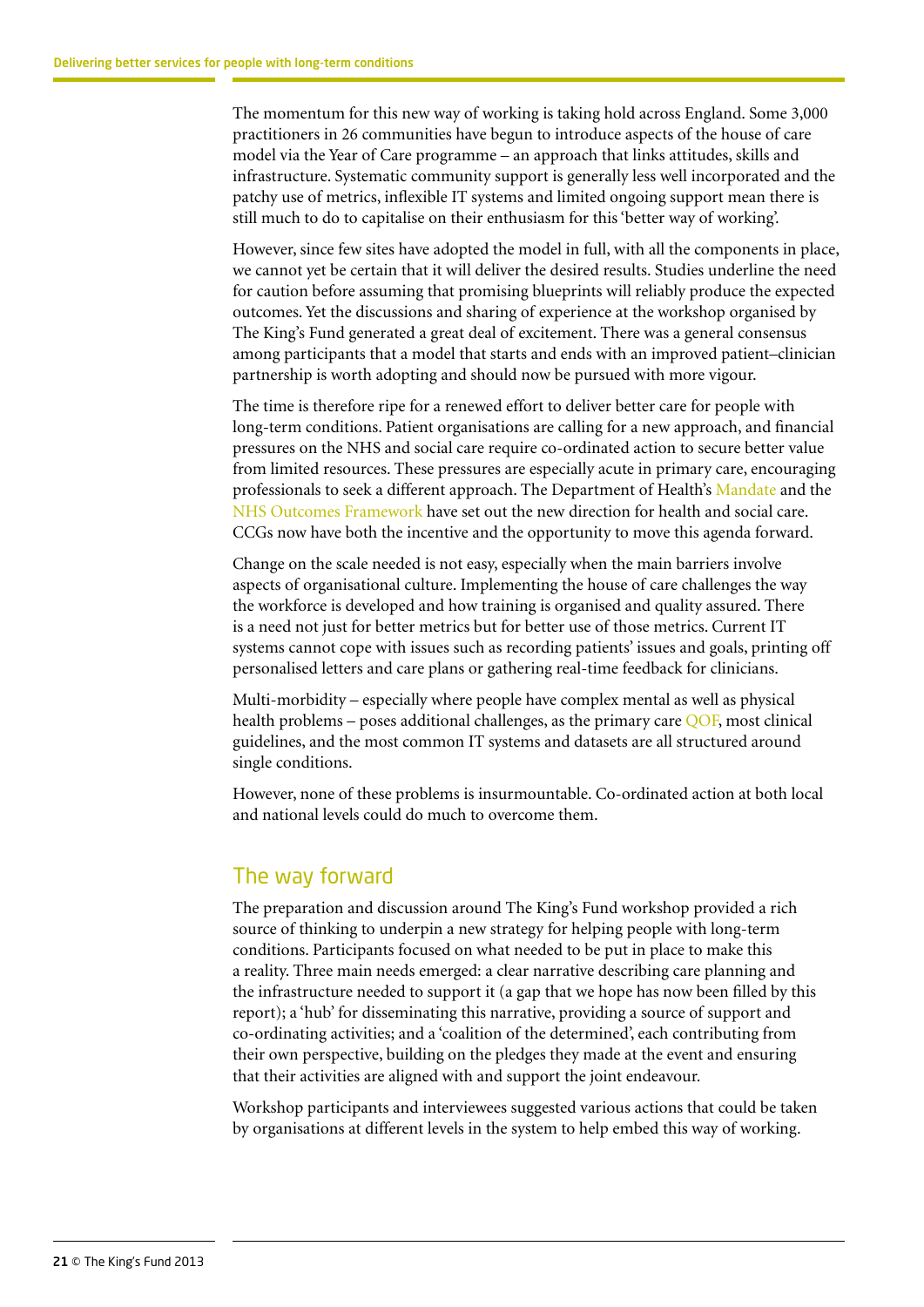The momentum for this new way of working is taking hold across England. Some 3,000 practitioners in 26 communities have begun to introduce aspects of the house of care model via the Year of Care programme – an approach that links attitudes, skills and infrastructure. Systematic community support is generally less well incorporated and the patchy use of metrics, inflexible IT systems and limited ongoing support mean there is still much to do to capitalise on their enthusiasm for this 'better way of working'.

However, since few sites have adopted the model in full, with all the components in place, we cannot yet be certain that it will deliver the desired results. Studies underline the need for caution before assuming that promising blueprints will reliably produce the expected outcomes. Yet the discussions and sharing of experience at the workshop organised by The King's Fund generated a great deal of excitement. There was a general consensus among participants that a model that starts and ends with an improved patient–clinician partnership is worth adopting and should now be pursued with more vigour.

The time is therefore ripe for a renewed effort to deliver better care for people with long-term conditions. Patient organisations are calling for a new approach, and financial pressures on the NHS and social care require co-ordinated action to secure better value from limited resources. These pressures are especially acute in primary care, encouraging professionals to seek a different approach. The Department of Health's Mandate and the NHS Outcomes Framework have set out the new direction for health and social care. CCGs now have both the incentive and the opportunity to move this agenda forward.

Change on the scale needed is not easy, especially when the main barriers involve aspects of organisational culture. Implementing the house of care challenges the way the workforce is developed and how training is organised and quality assured. There is a need not just for better metrics but for better use of those metrics. Current IT systems cannot cope with issues such as recording patients' issues and goals, printing off personalised letters and care plans or gathering real-time feedback for clinicians.

Multi-morbidity – especially where people have complex mental as well as physical health problems – poses additional challenges, as the primary care QOF, most clinical guidelines, and the most common IT systems and datasets are all structured around single conditions.

However, none of these problems is insurmountable. Co-ordinated action at both local and national levels could do much to overcome them.

## The way forward

The preparation and discussion around The King's Fund workshop provided a rich source of thinking to underpin a new strategy for helping people with long-term conditions. Participants focused on what needed to be put in place to make this a reality. Three main needs emerged: a clear narrative describing care planning and the infrastructure needed to support it (a gap that we hope has now been filled by this report); a 'hub' for disseminating this narrative, providing a source of support and co-ordinating activities; and a 'coalition of the determined', each contributing from their own perspective, building on the pledges they made at the event and ensuring that their activities are aligned with and support the joint endeavour.

Workshop participants and interviewees suggested various actions that could be taken by organisations at different levels in the system to help embed this way of working.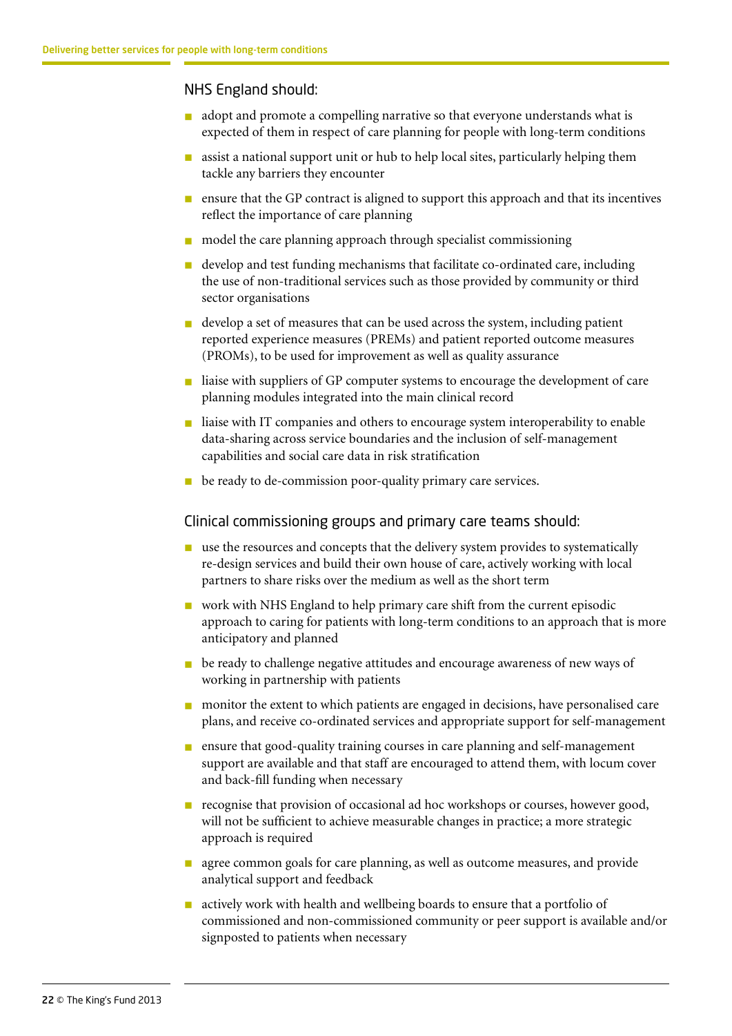### NHS England should:

- adopt and promote a compelling narrative so that everyone understands what is expected of them in respect of care planning for people with long-term conditions
- assist a national support unit or hub to help local sites, particularly helping them tackle any barriers they encounter
- ensure that the GP contract is aligned to support this approach and that its incentives reflect the importance of care planning
- model the care planning approach through specialist commissioning
- develop and test funding mechanisms that facilitate co-ordinated care, including the use of non-traditional services such as those provided by community or third sector organisations
- develop a set of measures that can be used across the system, including patient reported experience measures (PREMs) and patient reported outcome measures (PROMs), to be used for improvement as well as quality assurance
- liaise with suppliers of GP computer systems to encourage the development of care planning modules integrated into the main clinical record
- liaise with IT companies and others to encourage system interoperability to enable data-sharing across service boundaries and the inclusion of self-management capabilities and social care data in risk stratification
- be ready to de-commission poor-quality primary care services.

### Clinical commissioning groups and primary care teams should:

- use the resources and concepts that the delivery system provides to systematically re-design services and build their own house of care, actively working with local partners to share risks over the medium as well as the short term
- work with NHS England to help primary care shift from the current episodic approach to caring for patients with long-term conditions to an approach that is more anticipatory and planned
- be ready to challenge negative attitudes and encourage awareness of new ways of working in partnership with patients
- monitor the extent to which patients are engaged in decisions, have personalised care plans, and receive co-ordinated services and appropriate support for self-management
- ensure that good-quality training courses in care planning and self-management support are available and that staff are encouraged to attend them, with locum cover and back-fill funding when necessary
- recognise that provision of occasional ad hoc workshops or courses, however good, will not be sufficient to achieve measurable changes in practice; a more strategic approach is required
- agree common goals for care planning, as well as outcome measures, and provide analytical support and feedback
- actively work with health and wellbeing boards to ensure that a portfolio of commissioned and non-commissioned community or peer support is available and/or signposted to patients when necessary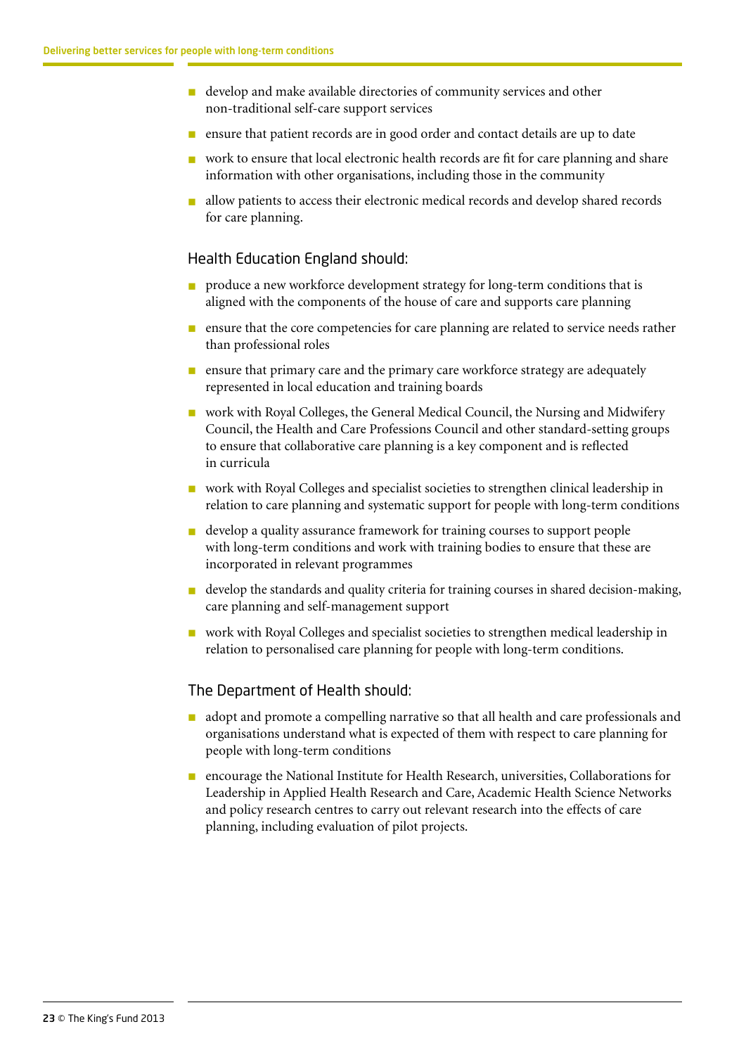- develop and make available directories of community services and other non-traditional self-care support services
- ensure that patient records are in good order and contact details are up to date
- work to ensure that local electronic health records are fit for care planning and share information with other organisations, including those in the community
- allow patients to access their electronic medical records and develop shared records for care planning.

### Health Education England should:

- produce a new workforce development strategy for long-term conditions that is aligned with the components of the house of care and supports care planning
- ensure that the core competencies for care planning are related to service needs rather than professional roles
- ensure that primary care and the primary care workforce strategy are adequately represented in local education and training boards
- work with Royal Colleges, the General Medical Council, the Nursing and Midwifery Council, the Health and Care Professions Council and other standard-setting groups to ensure that collaborative care planning is a key component and is reflected in curricula
- work with Royal Colleges and specialist societies to strengthen clinical leadership in relation to care planning and systematic support for people with long-term conditions
- develop a quality assurance framework for training courses to support people with long-term conditions and work with training bodies to ensure that these are incorporated in relevant programmes
- develop the standards and quality criteria for training courses in shared decision-making, care planning and self-management support
- work with Royal Colleges and specialist societies to strengthen medical leadership in relation to personalised care planning for people with long-term conditions.

### The Department of Health should:

- adopt and promote a compelling narrative so that all health and care professionals and organisations understand what is expected of them with respect to care planning for people with long-term conditions
- encourage the National Institute for Health Research, universities, Collaborations for Leadership in Applied Health Research and Care, Academic Health Science Networks and policy research centres to carry out relevant research into the effects of care planning, including evaluation of pilot projects.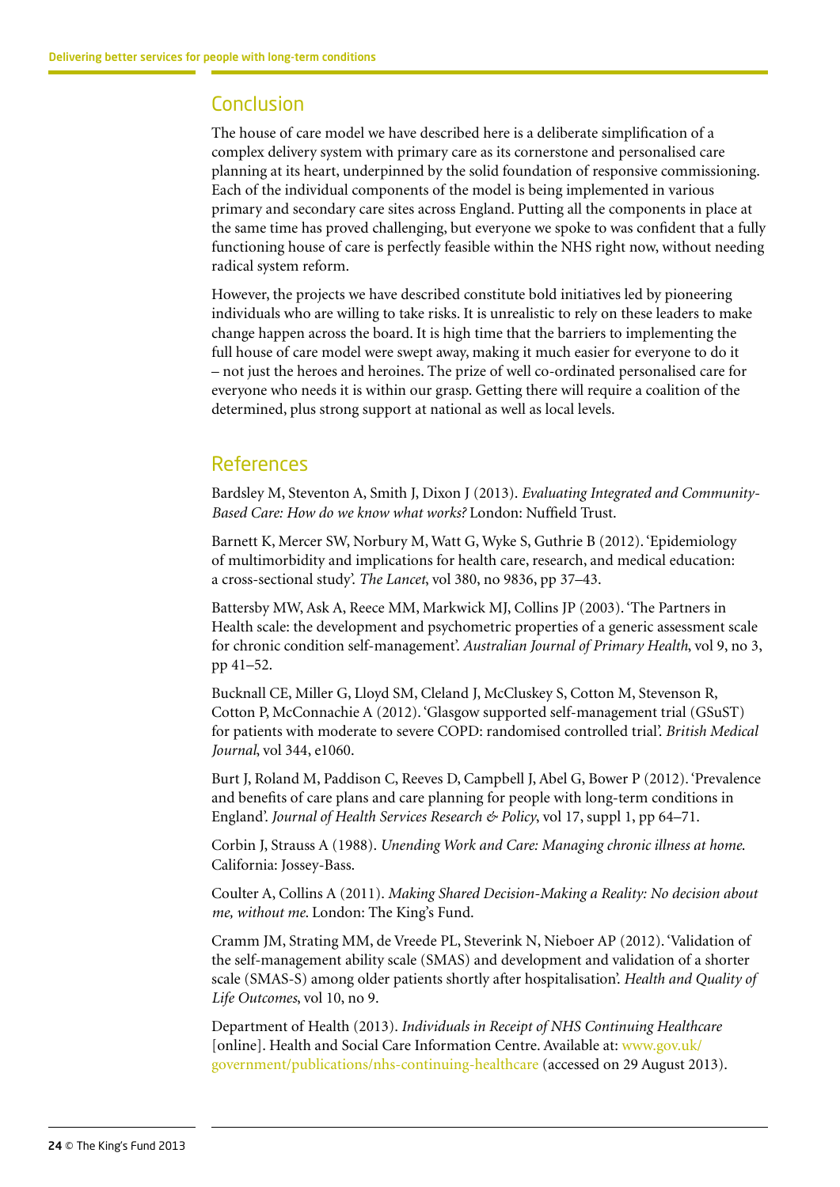## Conclusion

The house of care model we have described here is a deliberate simplification of a complex delivery system with primary care as its cornerstone and personalised care planning at its heart, underpinned by the solid foundation of responsive commissioning. Each of the individual components of the model is being implemented in various primary and secondary care sites across England. Putting all the components in place at the same time has proved challenging, but everyone we spoke to was confident that a fully functioning house of care is perfectly feasible within the NHS right now, without needing radical system reform.

However, the projects we have described constitute bold initiatives led by pioneering individuals who are willing to take risks. It is unrealistic to rely on these leaders to make change happen across the board. It is high time that the barriers to implementing the full house of care model were swept away, making it much easier for everyone to do it – not just the heroes and heroines. The prize of well co-ordinated personalised care for everyone who needs it is within our grasp. Getting there will require a coalition of the determined, plus strong support at national as well as local levels.

## References

Bardsley M, Steventon A, Smith J, Dixon J (2013). *Evaluating Integrated and Community-Based Care: How do we know what works?* London: Nuffield Trust.

Barnett K, Mercer SW, Norbury M, Watt G, Wyke S, Guthrie B (2012). 'Epidemiology of multimorbidity and implications for health care, research, and medical education: a cross-sectional study'. *The Lancet*, vol 380, no 9836, pp 37–43.

Battersby MW, Ask A, Reece MM, Markwick MJ, Collins JP (2003). 'The Partners in Health scale: the development and psychometric properties of a generic assessment scale for chronic condition self-management'. *Australian Journal of Primary Health*, vol 9, no 3, pp 41–52.

Bucknall CE, Miller G, Lloyd SM, Cleland J, McCluskey S, Cotton M, Stevenson R, Cotton P, McConnachie A (2012). 'Glasgow supported self-management trial (GSuST) for patients with moderate to severe COPD: randomised controlled trial'. *British Medical Journal*, vol 344, e1060.

Burt J, Roland M, Paddison C, Reeves D, Campbell J, Abel G, Bower P (2012). 'Prevalence and benefits of care plans and care planning for people with long-term conditions in England'. *Journal of Health Services Research & Policy*, vol 17, suppl 1, pp 64–71.

Corbin J, Strauss A (1988). *Unending Work and Care: Managing chronic illness at home*. California: Jossey-Bass.

Coulter A, Collins A (2011). *Making Shared Decision-Making a Reality: No decision about me, without me*. London: The King's Fund.

Cramm JM, Strating MM, de Vreede PL, Steverink N, Nieboer AP (2012). 'Validation of the self-management ability scale (SMAS) and development and validation of a shorter scale (SMAS-S) among older patients shortly after hospitalisation'. *Health and Quality of Life Outcomes*, vol 10, no 9.

Department of Health (2013). *Individuals in Receipt of NHS Continuing Healthcare* [online]. Health and Social Care Information Centre. Available at: www.gov.uk/government/publications/nhs-continuing-healthcare (accessed on 29 August 2013).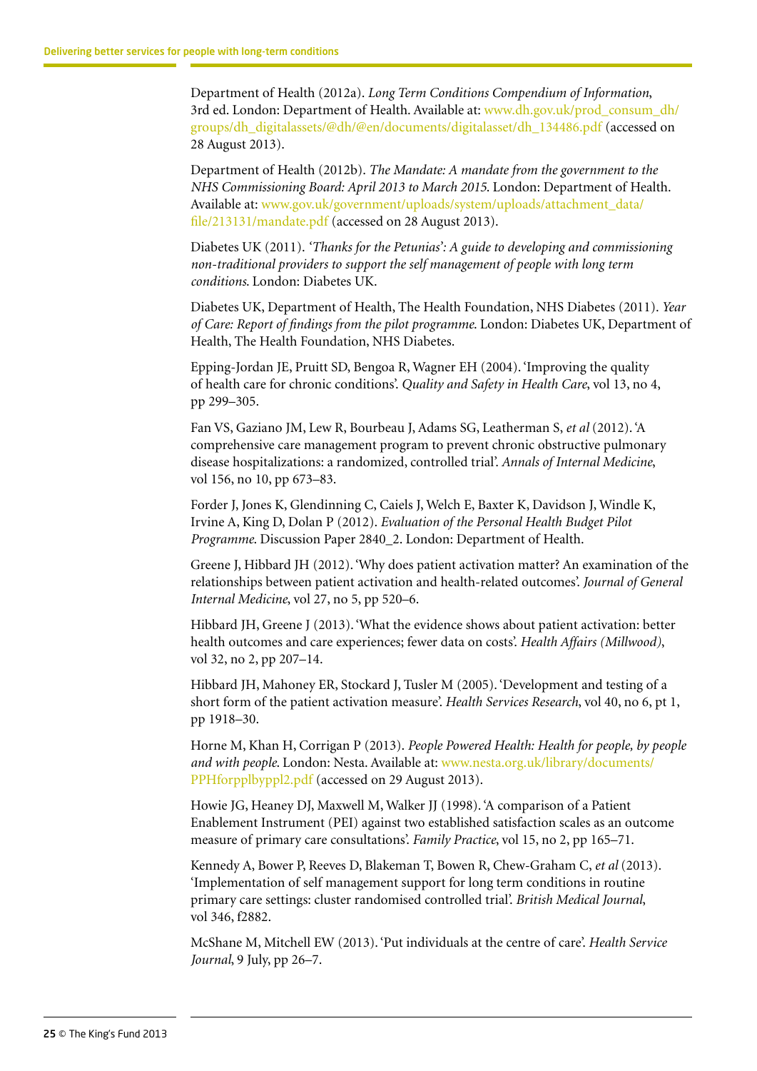Department of Health (2012a). *Long Term Conditions Compendium of Information*, 3rd ed. London: Department of Health. Available at: www.dh.gov.uk/prod_consum_dh/groups/dh_digitalassets/@dh/@en/documents/digitalasset/dh_134486.pdf (accessed on 28 August 2013).

Department of Health (2012b). *The Mandate: A mandate from the government to the NHS Commissioning Board: April 2013 to March 2015*. London: Department of Health. Available at: www.gov.uk/government/uploads/system/uploads/attachment_data/file/213131/mandate.pdf (accessed on 28 August 2013).

Diabetes UK (2011). *'Thanks for the Petunias': A guide to developing and commissioning non-traditional providers to support the self management of people with long term conditions*. London: Diabetes UK.

Diabetes UK, Department of Health, The Health Foundation, NHS Diabetes (2011). *Year of Care: Report of findings from the pilot programme*. London: Diabetes UK, Department of Health, The Health Foundation, NHS Diabetes.

Epping-Jordan JE, Pruitt SD, Bengoa R, Wagner EH (2004). 'Improving the quality of health care for chronic conditions'. *Quality and Safety in Health Care*, vol 13, no 4, pp 299–305.

Fan VS, Gaziano JM, Lew R, Bourbeau J, Adams SG, Leatherman S, *et al* (2012). 'A comprehensive care management program to prevent chronic obstructive pulmonary disease hospitalizations: a randomized, controlled trial'. *Annals of Internal Medicine*, vol 156, no 10, pp 673–83.

Forder J, Jones K, Glendinning C, Caiels J, Welch E, Baxter K, Davidson J, Windle K, Irvine A, King D, Dolan P (2012). *Evaluation of the Personal Health Budget Pilot Programme*. Discussion Paper 2840_2. London: Department of Health.

Greene J, Hibbard JH (2012). 'Why does patient activation matter? An examination of the relationships between patient activation and health-related outcomes'. *Journal of General Internal Medicine*, vol 27, no 5, pp 520–6.

Hibbard JH, Greene J (2013). 'What the evidence shows about patient activation: better health outcomes and care experiences; fewer data on costs'. *Health Affairs (Millwood)*, vol 32, no 2, pp 207–14.

Hibbard JH, Mahoney ER, Stockard J, Tusler M (2005). 'Development and testing of a short form of the patient activation measure'. *Health Services Research*, vol 40, no 6, pt 1, pp 1918–30.

Horne M, Khan H, Corrigan P (2013). *People Powered Health: Health for people, by people and with people*. London: Nesta. Available at: www.nesta.org.uk/library/documents/PPHforpplbyppl2.pdf (accessed on 29 August 2013).

Howie JG, Heaney DJ, Maxwell M, Walker JJ (1998). 'A comparison of a Patient Enablement Instrument (PEI) against two established satisfaction scales as an outcome measure of primary care consultations'. *Family Practice*, vol 15, no 2, pp 165–71.

Kennedy A, Bower P, Reeves D, Blakeman T, Bowen R, Chew-Graham C, *et al* (2013). 'Implementation of self management support for long term conditions in routine primary care settings: cluster randomised controlled trial'. *British Medical Journal*, vol 346, f2882.

McShane M, Mitchell EW (2013). 'Put individuals at the centre of care'. *Health Service Journal*, 9 July, pp 26–7.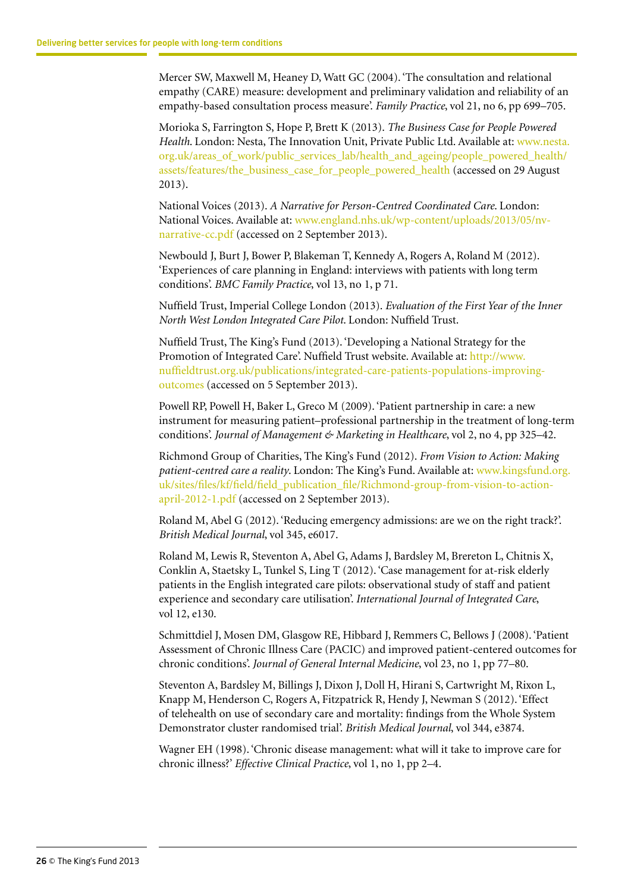Mercer SW, Maxwell M, Heaney D, Watt GC (2004). 'The consultation and relational empathy (CARE) measure: development and preliminary validation and reliability of an empathy-based consultation process measure'. *Family Practice*, vol 21, no 6, pp 699–705.

Morioka S, Farrington S, Hope P, Brett K (2013). *The Business Case for People Powered Health*. London: Nesta, The Innovation Unit, Private Public Ltd. Available at: www.nesta.org.uk/areas_of_work/public_services_lab/health_and_ageing/people_powered_health/assets/features/the_business_case_for_people_powered_health (accessed on 29 August 2013).

National Voices (2013). *A Narrative for Person-Centred Coordinated Care*. London: National Voices. Available at: www.england.nhs.uk/wp-content/uploads/2013/05/nv-narrative-cc.pdf (accessed on 2 September 2013).

Newbould J, Burt J, Bower P, Blakeman T, Kennedy A, Rogers A, Roland M (2012). 'Experiences of care planning in England: interviews with patients with long term conditions'. *BMC Family Practice*, vol 13, no 1, p 71.

Nuffield Trust, Imperial College London (2013). *Evaluation of the First Year of the Inner North West London Integrated Care Pilot*. London: Nuffield Trust.

Nuffield Trust, The King's Fund (2013). 'Developing a National Strategy for the Promotion of Integrated Care'. Nuffield Trust website. Available at: http://www.nuffieldtrust.org.uk/publications/integrated-care-patients-populations-improving-outcomes (accessed on 5 September 2013).

Powell RP, Powell H, Baker L, Greco M (2009). 'Patient partnership in care: a new instrument for measuring patient–professional partnership in the treatment of long-term conditions'. *Journal of Management & Marketing in Healthcare*, vol 2, no 4, pp 325–42.

Richmond Group of Charities, The King's Fund (2012). *From Vision to Action: Making patient-centred care a reality*. London: The King's Fund. Available at: www.kingsfund.org.uk/sites/files/kf/field/field_publication_file/Richmond-group-from-vision-to-action-april-2012-1.pdf (accessed on 2 September 2013).

Roland M, Abel G (2012). 'Reducing emergency admissions: are we on the right track?'. *British Medical Journal*, vol 345, e6017.

Roland M, Lewis R, Steventon A, Abel G, Adams J, Bardsley M, Brereton L, Chitnis X, Conklin A, Staetsky L, Tunkel S, Ling T (2012). 'Case management for at-risk elderly patients in the English integrated care pilots: observational study of staff and patient experience and secondary care utilisation'. *International Journal of Integrated Care*, vol 12, e130.

Schmittdiel J, Mosen DM, Glasgow RE, Hibbard J, Remmers C, Bellows J (2008). 'Patient Assessment of Chronic Illness Care (PACIC) and improved patient-centered outcomes for chronic conditions'. *Journal of General Internal Medicine*, vol 23, no 1, pp 77–80.

Steventon A, Bardsley M, Billings J, Dixon J, Doll H, Hirani S, Cartwright M, Rixon L, Knapp M, Henderson C, Rogers A, Fitzpatrick R, Hendy J, Newman S (2012). 'Effect of telehealth on use of secondary care and mortality: findings from the Whole System Demonstrator cluster randomised trial'. *British Medical Journal*, vol 344, e3874.

Wagner EH (1998). 'Chronic disease management: what will it take to improve care for chronic illness?' *Effective Clinical Practice*, vol 1, no 1, pp 2–4.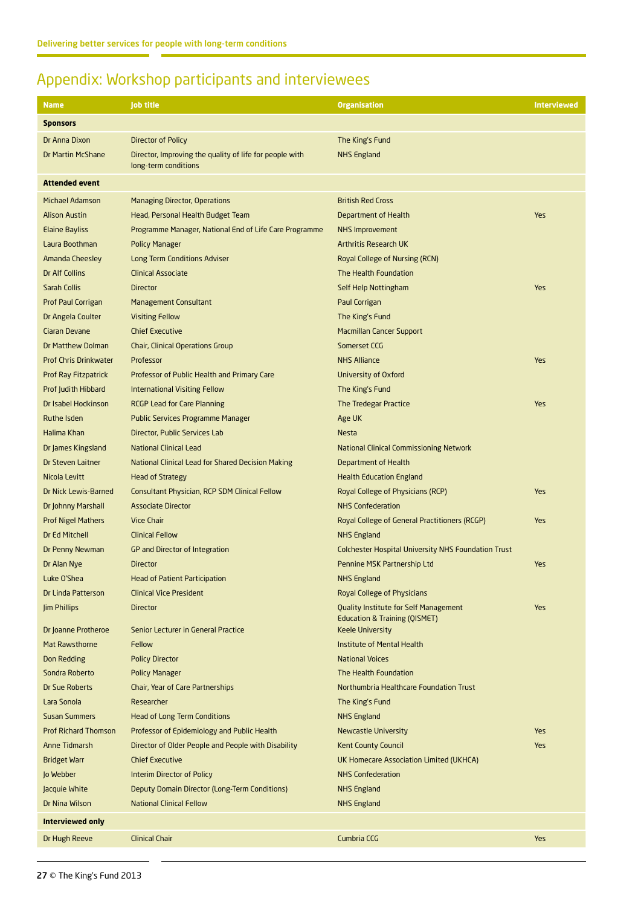# Appendix: Workshop participants and interviewees

| Name | Job title | Organisation | Interviewed |
|---|---|---|---|
| **Sponsors** | | | |
| Dr Anna Dixon | Director of Policy | The King's Fund | |
| Dr Martin McShane | Director, Improving the quality of life for people with long-term conditions | NHS England | |
| **Attended event** | | | |
| Michael Adamson | Managing Director, Operations | British Red Cross | |
| Alison Austin | Head, Personal Health Budget Team | Department of Health | Yes |
| Elaine Bayliss | Programme Manager, National End of Life Care Programme | NHS Improvement | |
| Laura Boothman | Policy Manager | Arthritis Research UK | |
| Amanda Cheesley | Long Term Conditions Adviser | Royal College of Nursing (RCN) | |
| Dr Alf Collins | Clinical Associate | The Health Foundation | |
| Sarah Collis | Director | Self Help Nottingham | Yes |
| Prof Paul Corrigan | Management Consultant | Paul Corrigan | |
| Dr Angela Coulter | Visiting Fellow | The King's Fund | |
| Ciaran Devane | Chief Executive | Macmillan Cancer Support | |
| Dr Matthew Dolman | Chair, Clinical Operations Group | Somerset CCG | |
| Prof Chris Drinkwater | Professor | NHS Alliance | Yes |
| Prof Ray Fitzpatrick | Professor of Public Health and Primary Care | University of Oxford | |
| Prof Judith Hibbard | International Visiting Fellow | The King's Fund | |
| Dr Isabel Hodkinson | RCGP Lead for Care Planning | The Tredegar Practice | Yes |
| Ruthe Isden | Public Services Programme Manager | Age UK | |
| Halima Khan | Director, Public Services Lab | Nesta | |
| Dr James Kingsland | National Clinical Lead | National Clinical Commissioning Network | |
| Dr Steven Laitner | National Clinical Lead for Shared Decision Making | Department of Health | |
| Nicola Levitt | Head of Strategy | Health Education England | |
| Dr Nick Lewis-Barned | Consultant Physician, RCP SDM Clinical Fellow | Royal College of Physicians (RCP) | Yes |
| Dr Johnny Marshall | Associate Director | NHS Confederation | |
| Prof Nigel Mathers | Vice Chair | Royal College of General Practitioners (RCGP) | Yes |
| Dr Ed Mitchell | Clinical Fellow | NHS England | |
| Dr Penny Newman | GP and Director of Integration | Colchester Hospital University NHS Foundation Trust | |
| Dr Alan Nye | Director | Pennine MSK Partnership Ltd | Yes |
| Luke O'Shea | Head of Patient Participation | NHS England | |
| Dr Linda Patterson | Clinical Vice President | Royal College of Physicians | |
| Jim Phillips | Director | Quality Institute for Self Management Education & Training (QISMET) | Yes |
| Dr Joanne Protheroe | Senior Lecturer in General Practice | Keele University | |
| Mat Rawsthorne | Fellow | Institute of Mental Health | |
| Don Redding | Policy Director | National Voices | |
| Sondra Roberto | Policy Manager | The Health Foundation | |
| Dr Sue Roberts | Chair, Year of Care Partnerships | Northumbria Healthcare Foundation Trust | |
| Lara Sonola | Researcher | The King's Fund | |
| Susan Summers | Head of Long Term Conditions | NHS England | |
| Prof Richard Thomson | Professor of Epidemiology and Public Health | Newcastle University | Yes |
| Anne Tidmarsh | Director of Older People and People with Disability | Kent County Council | Yes |
| Bridget Warr | Chief Executive | UK Homecare Association Limited (UKHCA) | |
| Jo Webber | Interim Director of Policy | NHS Confederation | |
| Jacquie White | Deputy Domain Director (Long-Term Conditions) | NHS England | |
| Dr Nina Wilson | National Clinical Fellow | NHS England | |
| **Interviewed only** | | | |
| Dr Hugh Reeve | Clinical Chair | Cumbria CCG | Yes |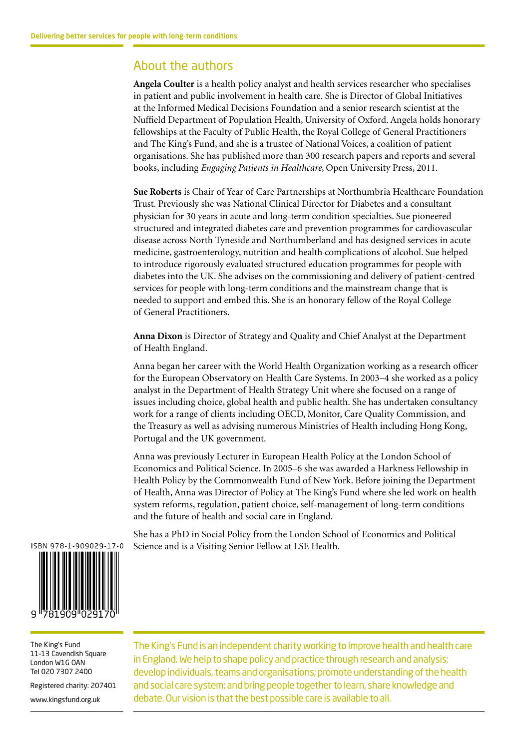## About the authors

**Angela Coulter** is a health policy analyst and health services researcher who specialises in patient and public involvement in health care. She is Director of Global Initiatives at the Informed Medical Decisions Foundation and a senior research scientist at the Nuffield Department of Population Health, University of Oxford. Angela holds honorary fellowships at the Faculty of Public Health, the Royal College of General Practitioners and The King's Fund, and she is a trustee of National Voices, a coalition of patient organisations. She has published more than 300 research papers and reports and several books, including *Engaging Patients in Healthcare*, Open University Press, 2011.

**Sue Roberts** is Chair of Year of Care Partnerships at Northumbria Healthcare Foundation Trust. Previously she was National Clinical Director for Diabetes and a consultant physician for 30 years in acute and long-term condition specialties. Sue pioneered structured and integrated diabetes care and prevention programmes for cardiovascular disease across North Tyneside and Northumberland and has designed services in acute medicine, gastroenterology, nutrition and health complications of alcohol. Sue helped to introduce rigorously evaluated structured education programmes for people with diabetes into the UK. She advises on the commissioning and delivery of patient-centred services for people with long-term conditions and the mainstream change that is needed to support and embed this. She is an honorary fellow of the Royal College of General Practitioners.

**Anna Dixon** is Director of Strategy and Quality and Chief Analyst at the Department of Health England.

Anna began her career with the World Health Organization working as a research officer for the European Observatory on Health Care Systems. In 2003–4 she worked as a policy analyst in the Department of Health Strategy Unit where she focused on a range of issues including choice, global health and public health. She has undertaken consultancy work for a range of clients including OECD, Monitor, Care Quality Commission, and the Treasury as well as advising numerous Ministries of Health including Hong Kong, Portugal and the UK government.

Anna was previously Lecturer in European Health Policy at the London School of Economics and Political Science. In 2005–6 she was awarded a Harkness Fellowship in Health Policy by the Commonwealth Fund of New York. Before joining the Department of Health, Anna was Director of Policy at The King's Fund where she led work on health system reforms, regulation, patient choice, self-management of long-term conditions and the future of health and social care in England.

She has a PhD in Social Policy from the London School of Economics and Political Science and is a Visiting Senior Fellow at LSE Health.

ISBN 978-1-909029-17-0

9 781909 029170

The King's Fund
11–13 Cavendish Square
London W1G 0AN
Tel 020 7307 2400

Registered charity: 207401

www.kingsfund.org.uk

The King's Fund is an independent charity working to improve health and health care in England. We help to shape policy and practice through research and analysis; develop individuals, teams and organisations; promote understanding of the health and social care system; and bring people together to learn, share knowledge and debate. Our vision is that the best possible care is available to all.